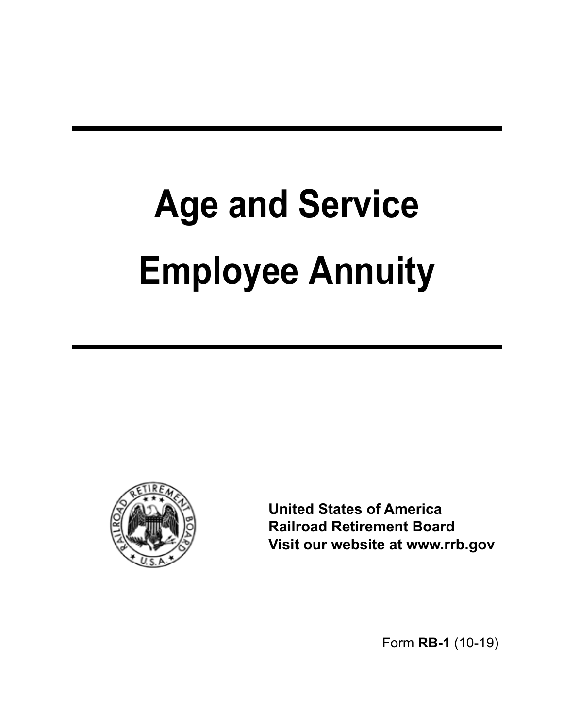# Age and Service Employee Annuity

**United States of America**
**Railroad Retirement Board**
**Visit our website at www.rrb.gov**

Form **RB-1** (10-19)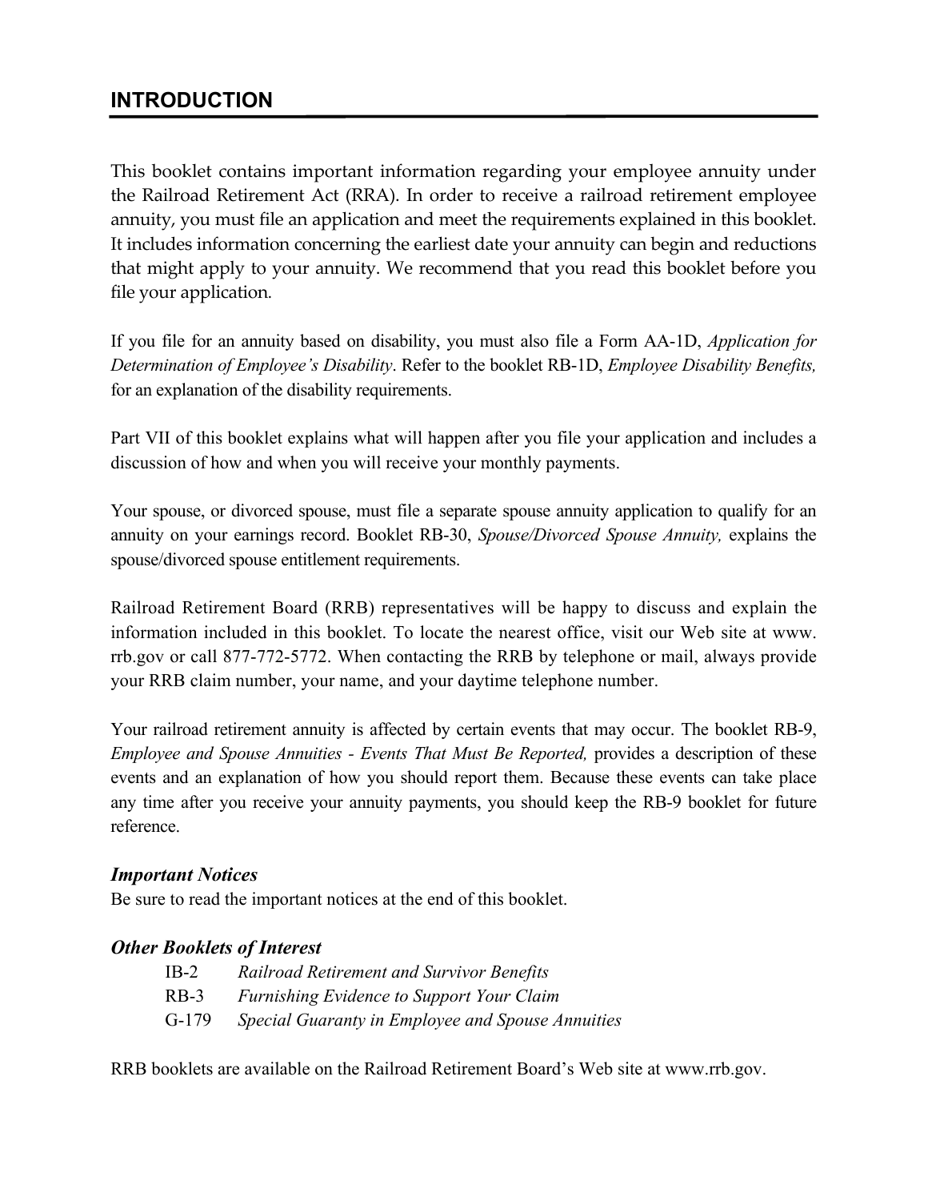## INTRODUCTION

This booklet contains important information regarding your employee annuity under the Railroad Retirement Act (RRA). In order to receive a railroad retirement employee annuity, you must file an application and meet the requirements explained in this booklet. It includes information concerning the earliest date your annuity can begin and reductions that might apply to your annuity. We recommend that you read this booklet before you file your application.

If you file for an annuity based on disability, you must also file a Form AA-1D, *Application for Determination of Employee's Disability*. Refer to the booklet RB-1D, *Employee Disability Benefits,* for an explanation of the disability requirements.

Part VII of this booklet explains what will happen after you file your application and includes a discussion of how and when you will receive your monthly payments.

Your spouse, or divorced spouse, must file a separate spouse annuity application to qualify for an annuity on your earnings record. Booklet RB-30, *Spouse/Divorced Spouse Annuity,* explains the spouse/divorced spouse entitlement requirements.

Railroad Retirement Board (RRB) representatives will be happy to discuss and explain the information included in this booklet. To locate the nearest office, visit our Web site at www.rrb.gov or call 877-772-5772. When contacting the RRB by telephone or mail, always provide your RRB claim number, your name, and your daytime telephone number.

Your railroad retirement annuity is affected by certain events that may occur. The booklet RB-9, *Employee and Spouse Annuities - Events That Must Be Reported,* provides a description of these events and an explanation of how you should report them. Because these events can take place any time after you receive your annuity payments, you should keep the RB-9 booklet for future reference.

### *Important Notices*

Be sure to read the important notices at the end of this booklet.

### *Other Booklets of Interest*

- IB-2 *Railroad Retirement and Survivor Benefits*
- RB-3 *Furnishing Evidence to Support Your Claim*
- G-179 *Special Guaranty in Employee and Spouse Annuities*

RRB booklets are available on the Railroad Retirement Board's Web site at www.rrb.gov.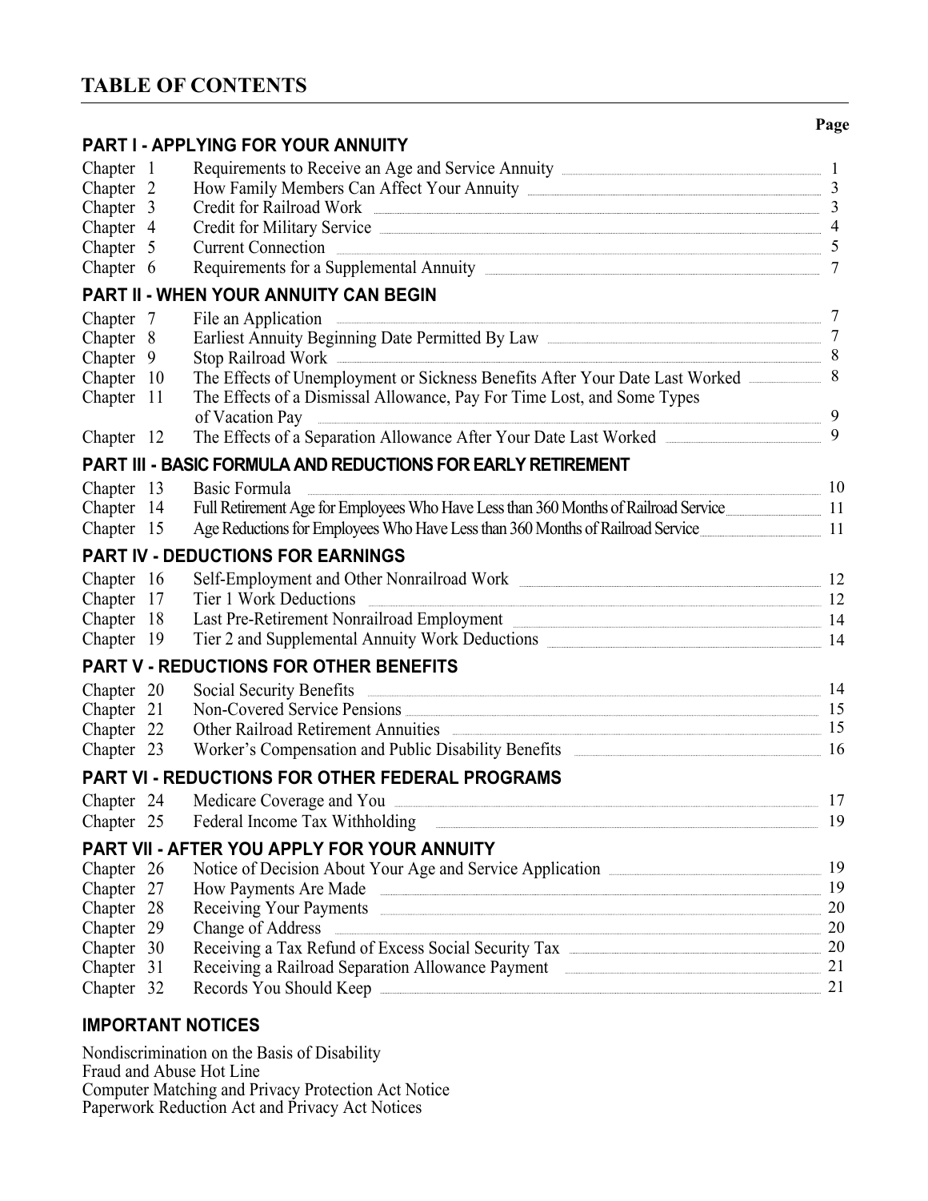## TABLE OF CONTENTS

| | | Page |
|---|---|---|
| **PART I - APPLYING FOR YOUR ANNUITY** | | |
| Chapter 1 | Requirements to Receive an Age and Service Annuity | 1 |
| Chapter 2 | How Family Members Can Affect Your Annuity | 3 |
| Chapter 3 | Credit for Railroad Work | 3 |
| Chapter 4 | Credit for Military Service | 4 |
| Chapter 5 | Current Connection | 5 |
| Chapter 6 | Requirements for a Supplemental Annuity | 7 |
| **PART II - WHEN YOUR ANNUITY CAN BEGIN** | | |
| Chapter 7 | File an Application | 7 |
| Chapter 8 | Earliest Annuity Beginning Date Permitted By Law | 7 |
| Chapter 9 | Stop Railroad Work | 8 |
| Chapter 10 | The Effects of Unemployment or Sickness Benefits After Your Date Last Worked | 8 |
| Chapter 11 | The Effects of a Dismissal Allowance, Pay For Time Lost, and Some Types of Vacation Pay | 9 |
| Chapter 12 | The Effects of a Separation Allowance After Your Date Last Worked | 9 |
| **PART III - BASIC FORMULA AND REDUCTIONS FOR EARLY RETIREMENT** | | |
| Chapter 13 | Basic Formula | 10 |
| Chapter 14 | Full Retirement Age for Employees Who Have Less than 360 Months of Railroad Service | 11 |
| Chapter 15 | Age Reductions for Employees Who Have Less than 360 Months of Railroad Service | 11 |
| **PART IV - DEDUCTIONS FOR EARNINGS** | | |
| Chapter 16 | Self-Employment and Other Nonrailroad Work | 12 |
| Chapter 17 | Tier 1 Work Deductions | 12 |
| Chapter 18 | Last Pre-Retirement Nonrailroad Employment | 14 |
| Chapter 19 | Tier 2 and Supplemental Annuity Work Deductions | 14 |
| **PART V - REDUCTIONS FOR OTHER BENEFITS** | | |
| Chapter 20 | Social Security Benefits | 14 |
| Chapter 21 | Non-Covered Service Pensions | 15 |
| Chapter 22 | Other Railroad Retirement Annuities | 15 |
| Chapter 23 | Worker's Compensation and Public Disability Benefits | 16 |
| **PART VI - REDUCTIONS FOR OTHER FEDERAL PROGRAMS** | | |
| Chapter 24 | Medicare Coverage and You | 17 |
| Chapter 25 | Federal Income Tax Withholding | 19 |
| **PART VII - AFTER YOU APPLY FOR YOUR ANNUITY** | | |
| Chapter 26 | Notice of Decision About Your Age and Service Application | 19 |
| Chapter 27 | How Payments Are Made | 19 |
| Chapter 28 | Receiving Your Payments | 20 |
| Chapter 29 | Change of Address | 20 |
| Chapter 30 | Receiving a Tax Refund of Excess Social Security Tax | 20 |
| Chapter 31 | Receiving a Railroad Separation Allowance Payment | 21 |
| Chapter 32 | Records You Should Keep | 21 |

### IMPORTANT NOTICES

Nondiscrimination on the Basis of Disability
Fraud and Abuse Hot Line
Computer Matching and Privacy Protection Act Notice
Paperwork Reduction Act and Privacy Act Notices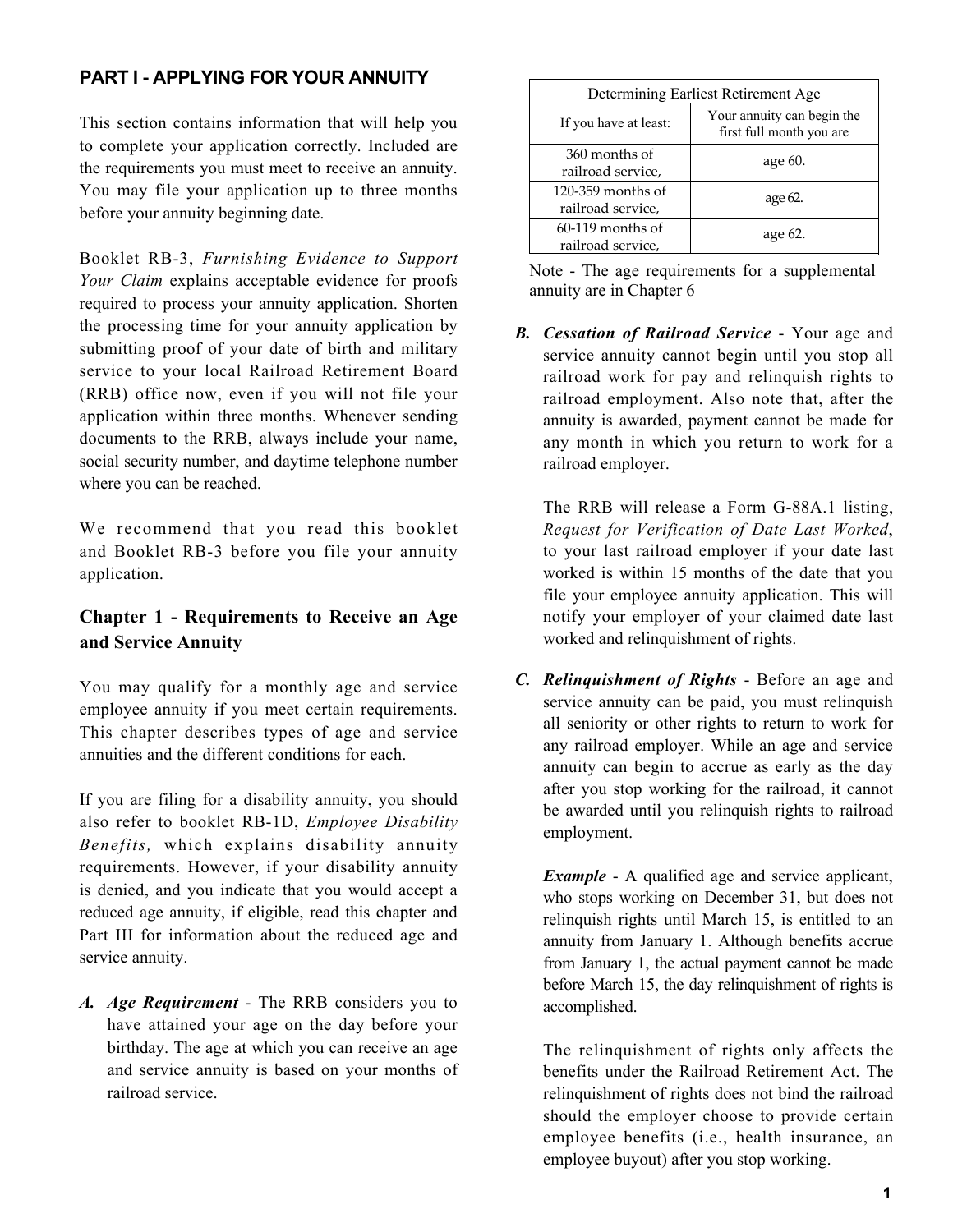## PART I - APPLYING FOR YOUR ANNUITY

This section contains information that will help you to complete your application correctly. Included are the requirements you must meet to receive an annuity. You may file your application up to three months before your annuity beginning date.

Booklet RB-3, *Furnishing Evidence to Support Your Claim* explains acceptable evidence for proofs required to process your annuity application. Shorten the processing time for your annuity application by submitting proof of your date of birth and military service to your local Railroad Retirement Board (RRB) office now, even if you will not file your application within three months. Whenever sending documents to the RRB, always include your name, social security number, and daytime telephone number where you can be reached.

We recommend that you read this booklet and Booklet RB-3 before you file your annuity application.

### Chapter 1 - Requirements to Receive an Age and Service Annuity

You may qualify for a monthly age and service employee annuity if you meet certain requirements. This chapter describes types of age and service annuities and the different conditions for each.

If you are filing for a disability annuity, you should also refer to booklet RB-1D, *Employee Disability Benefits,* which explains disability annuity requirements. However, if your disability annuity is denied, and you indicate that you would accept a reduced age annuity, if eligible, read this chapter and Part III for information about the reduced age and service annuity.

***A. Age Requirement*** - The RRB considers you to have attained your age on the day before your birthday. The age at which you can receive an age and service annuity is based on your months of railroad service.

| Determining Earliest Retirement Age | |
|---|---|
| If you have at least: | Your annuity can begin the first full month you are |
| 360 months of railroad service, | age 60. |
| 120-359 months of railroad service, | age 62. |
| 60-119 months of railroad service, | age 62. |

Note - The age requirements for a supplemental annuity are in Chapter 6

***B. Cessation of Railroad Service*** - Your age and service annuity cannot begin until you stop all railroad work for pay and relinquish rights to railroad employment. Also note that, after the annuity is awarded, payment cannot be made for any month in which you return to work for a railroad employer.

The RRB will release a Form G-88A.1 listing, *Request for Verification of Date Last Worked*, to your last railroad employer if your date last worked is within 15 months of the date that you file your employee annuity application. This will notify your employer of your claimed date last worked and relinquishment of rights.

***C. Relinquishment of Rights*** - Before an age and service annuity can be paid, you must relinquish all seniority or other rights to return to work for any railroad employer. While an age and service annuity can begin to accrue as early as the day after you stop working for the railroad, it cannot be awarded until you relinquish rights to railroad employment.

***Example*** - A qualified age and service applicant, who stops working on December 31, but does not relinquish rights until March 15, is entitled to an annuity from January 1. Although benefits accrue from January 1, the actual payment cannot be made before March 15, the day relinquishment of rights is accomplished.

The relinquishment of rights only affects the benefits under the Railroad Retirement Act. The relinquishment of rights does not bind the railroad should the employer choose to provide certain employee benefits (i.e., health insurance, an employee buyout) after you stop working.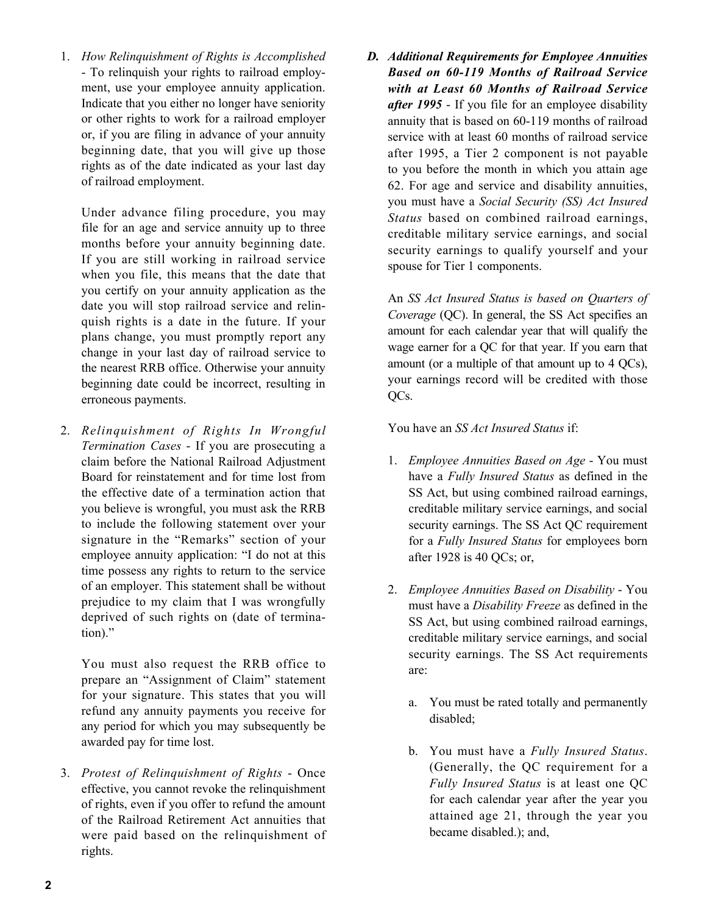1. *How Relinquishment of Rights is Accomplished* - To relinquish your rights to railroad employment, use your employee annuity application. Indicate that you either no longer have seniority or other rights to work for a railroad employer or, if you are filing in advance of your annuity beginning date, that you will give up those rights as of the date indicated as your last day of railroad employment.

   Under advance filing procedure, you may file for an age and service annuity up to three months before your annuity beginning date. If you are still working in railroad service when you file, this means that the date that you certify on your annuity application as the date you will stop railroad service and relinquish rights is a date in the future. If your plans change, you must promptly report any change in your last day of railroad service to the nearest RRB office. Otherwise your annuity beginning date could be incorrect, resulting in erroneous payments.

2. *Relinquishment of Rights In Wrongful Termination Cases* - If you are prosecuting a claim before the National Railroad Adjustment Board for reinstatement and for time lost from the effective date of a termination action that you believe is wrongful, you must ask the RRB to include the following statement over your signature in the "Remarks" section of your employee annuity application: "I do not at this time possess any rights to return to the service of an employer. This statement shall be without prejudice to my claim that I was wrongfully deprived of such rights on (date of termination)."

   You must also request the RRB office to prepare an "Assignment of Claim" statement for your signature. This states that you will refund any annuity payments you receive for any period for which you may subsequently be awarded pay for time lost.

3. *Protest of Relinquishment of Rights* - Once effective, you cannot revoke the relinquishment of rights, even if you offer to refund the amount of the Railroad Retirement Act annuities that were paid based on the relinquishment of rights.

***D. Additional Requirements for Employee Annuities Based on 60-119 Months of Railroad Service with at Least 60 Months of Railroad Service after 1995*** - If you file for an employee disability annuity that is based on 60-119 months of railroad service with at least 60 months of railroad service after 1995, a Tier 2 component is not payable to you before the month in which you attain age 62. For age and service and disability annuities, you must have a *Social Security (SS) Act Insured Status* based on combined railroad earnings, creditable military service earnings, and social security earnings to qualify yourself and your spouse for Tier 1 components.

An *SS Act Insured Status is based on Quarters of Coverage* (QC). In general, the SS Act specifies an amount for each calendar year that will qualify the wage earner for a QC for that year. If you earn that amount (or a multiple of that amount up to 4 QCs), your earnings record will be credited with those QCs.

You have an *SS Act Insured Status* if:

1. *Employee Annuities Based on Age* - You must have a *Fully Insured Status* as defined in the SS Act, but using combined railroad earnings, creditable military service earnings, and social security earnings. The SS Act QC requirement for a *Fully Insured Status* for employees born after 1928 is 40 QCs; or,

2. *Employee Annuities Based on Disability* - You must have a *Disability Freeze* as defined in the SS Act, but using combined railroad earnings, creditable military service earnings, and social security earnings. The SS Act requirements are:

   a. You must be rated totally and permanently disabled;

   b. You must have a *Fully Insured Status*. (Generally, the QC requirement for a *Fully Insured Status* is at least one QC for each calendar year after the year you attained age 21, through the year you became disabled.); and,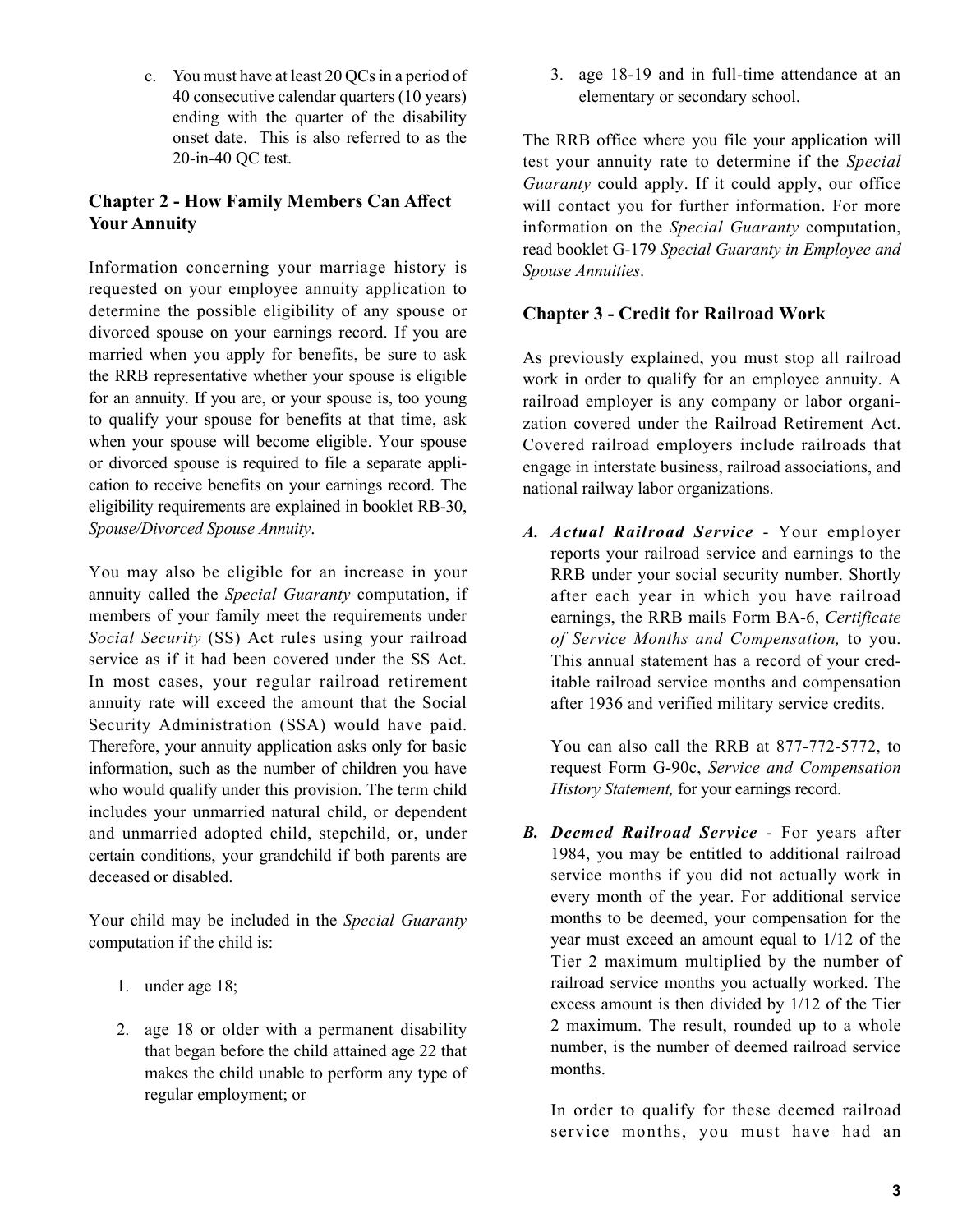c. You must have at least 20 QCs in a period of 40 consecutive calendar quarters (10 years) ending with the quarter of the disability onset date. This is also referred to as the 20-in-40 QC test.

## Chapter 2 - How Family Members Can Affect Your Annuity

Information concerning your marriage history is requested on your employee annuity application to determine the possible eligibility of any spouse or divorced spouse on your earnings record. If you are married when you apply for benefits, be sure to ask the RRB representative whether your spouse is eligible for an annuity. If you are, or your spouse is, too young to qualify your spouse for benefits at that time, ask when your spouse will become eligible. Your spouse or divorced spouse is required to file a separate application to receive benefits on your earnings record. The eligibility requirements are explained in booklet RB-30, *Spouse/Divorced Spouse Annuity*.

You may also be eligible for an increase in your annuity called the *Special Guaranty* computation, if members of your family meet the requirements under *Social Security* (SS) Act rules using your railroad service as if it had been covered under the SS Act. In most cases, your regular railroad retirement annuity rate will exceed the amount that the Social Security Administration (SSA) would have paid. Therefore, your annuity application asks only for basic information, such as the number of children you have who would qualify under this provision. The term child includes your unmarried natural child, or dependent and unmarried adopted child, stepchild, or, under certain conditions, your grandchild if both parents are deceased or disabled.

Your child may be included in the *Special Guaranty* computation if the child is:

1. under age 18;
2. age 18 or older with a permanent disability that began before the child attained age 22 that makes the child unable to perform any type of regular employment; or
3. age 18-19 and in full-time attendance at an elementary or secondary school.

The RRB office where you file your application will test your annuity rate to determine if the *Special Guaranty* could apply. If it could apply, our office will contact you for further information. For more information on the *Special Guaranty* computation, read booklet G-179 *Special Guaranty in Employee and Spouse Annuities*.

## Chapter 3 - Credit for Railroad Work

As previously explained, you must stop all railroad work in order to qualify for an employee annuity. A railroad employer is any company or labor organization covered under the Railroad Retirement Act. Covered railroad employers include railroads that engage in interstate business, railroad associations, and national railway labor organizations.

*A.* ***Actual Railroad Service*** - Your employer reports your railroad service and earnings to the RRB under your social security number. Shortly after each year in which you have railroad earnings, the RRB mails Form BA-6, *Certificate of Service Months and Compensation,* to you. This annual statement has a record of your creditable railroad service months and compensation after 1936 and verified military service credits.

   You can also call the RRB at 877-772-5772, to request Form G-90c, *Service and Compensation History Statement,* for your earnings record.

*B.* ***Deemed Railroad Service*** - For years after 1984, you may be entitled to additional railroad service months if you did not actually work in every month of the year. For additional service months to be deemed, your compensation for the year must exceed an amount equal to 1/12 of the Tier 2 maximum multiplied by the number of railroad service months you actually worked. The excess amount is then divided by 1/12 of the Tier 2 maximum. The result, rounded up to a whole number, is the number of deemed railroad service months.

   In order to qualify for these deemed railroad service months, you must have had an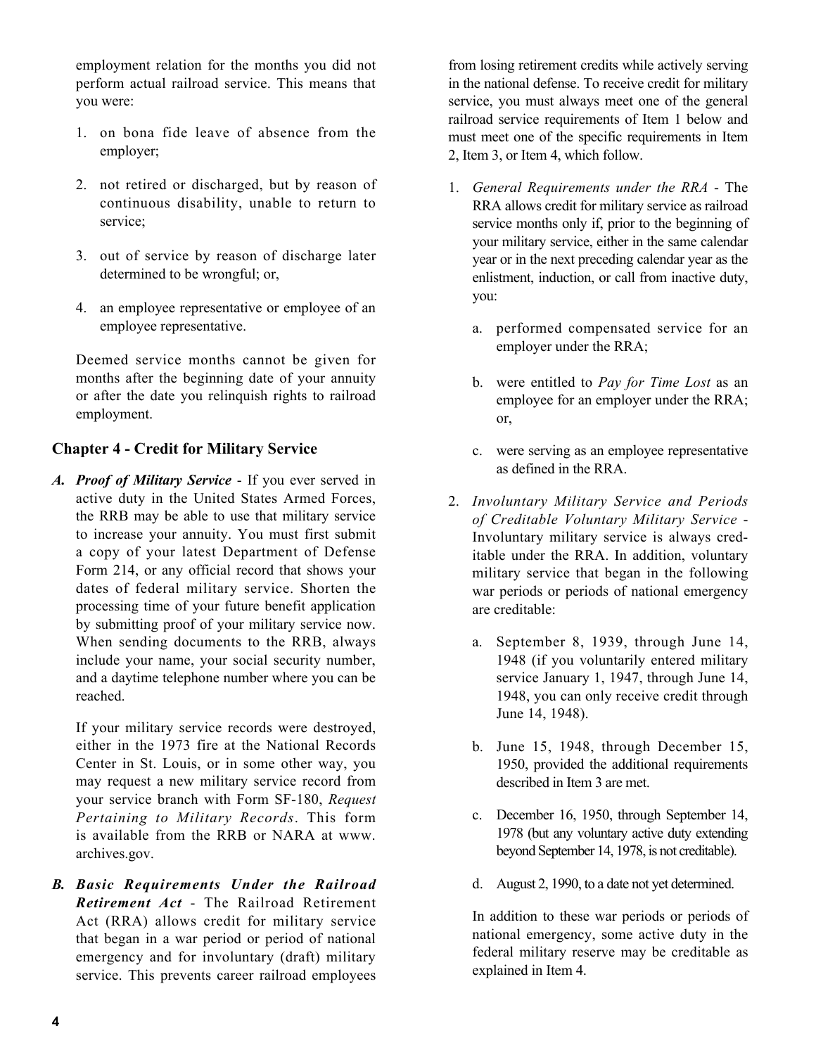employment relation for the months you did not perform actual railroad service. This means that you were:

1. on bona fide leave of absence from the employer;

2. not retired or discharged, but by reason of continuous disability, unable to return to service;

3. out of service by reason of discharge later determined to be wrongful; or,

4. an employee representative or employee of an employee representative.

Deemed service months cannot be given for months after the beginning date of your annuity or after the date you relinquish rights to railroad employment.

## Chapter 4 - Credit for Military Service

*A.* ***Proof of Military Service*** - If you ever served in active duty in the United States Armed Forces, the RRB may be able to use that military service to increase your annuity. You must first submit a copy of your latest Department of Defense Form 214, or any official record that shows your dates of federal military service. Shorten the processing time of your future benefit application by submitting proof of your military service now. When sending documents to the RRB, always include your name, your social security number, and a daytime telephone number where you can be reached.

If your military service records were destroyed, either in the 1973 fire at the National Records Center in St. Louis, or in some other way, you may request a new military service record from your service branch with Form SF-180, *Request Pertaining to Military Records*. This form is available from the RRB or NARA at www.archives.gov.

*B.* ***Basic Requirements Under the Railroad Retirement Act*** - The Railroad Retirement Act (RRA) allows credit for military service that began in a war period or period of national emergency and for involuntary (draft) military service. This prevents career railroad employees from losing retirement credits while actively serving in the national defense. To receive credit for military service, you must always meet one of the general railroad service requirements of Item 1 below and must meet one of the specific requirements in Item 2, Item 3, or Item 4, which follow.

1. *General Requirements under the RRA* - The RRA allows credit for military service as railroad service months only if, prior to the beginning of your military service, either in the same calendar year or in the next preceding calendar year as the enlistment, induction, or call from inactive duty, you:

   a. performed compensated service for an employer under the RRA;

   b. were entitled to *Pay for Time Lost* as an employee for an employer under the RRA; or,

   c. were serving as an employee representative as defined in the RRA.

2. *Involuntary Military Service and Periods of Creditable Voluntary Military Service* - Involuntary military service is always creditable under the RRA. In addition, voluntary military service that began in the following war periods or periods of national emergency are creditable:

   a. September 8, 1939, through June 14, 1948 (if you voluntarily entered military service January 1, 1947, through June 14, 1948, you can only receive credit through June 14, 1948).

   b. June 15, 1948, through December 15, 1950, provided the additional requirements described in Item 3 are met.

   c. December 16, 1950, through September 14, 1978 (but any voluntary active duty extending beyond September 14, 1978, is not creditable).

   d. August 2, 1990, to a date not yet determined.

   In addition to these war periods or periods of national emergency, some active duty in the federal military reserve may be creditable as explained in Item 4.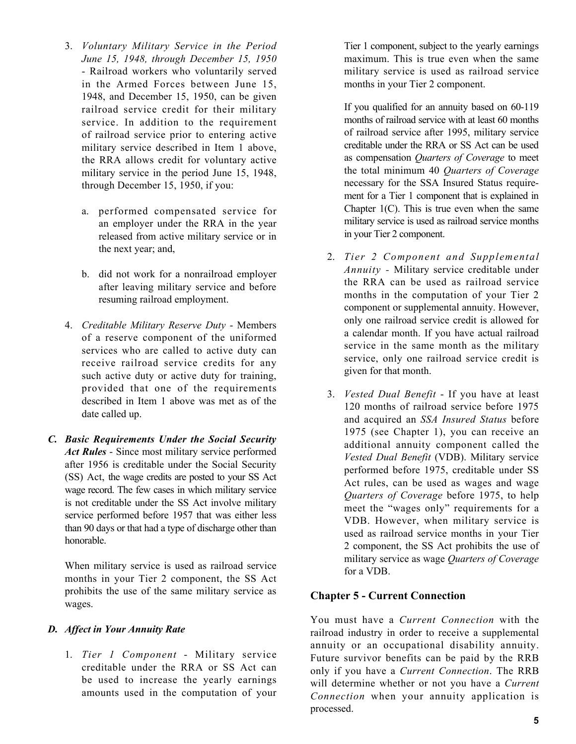3. *Voluntary Military Service in the Period June 15, 1948, through December 15, 1950* - Railroad workers who voluntarily served in the Armed Forces between June 15, 1948, and December 15, 1950, can be given railroad service credit for their military service. In addition to the requirement of railroad service prior to entering active military service described in Item 1 above, the RRA allows credit for voluntary active military service in the period June 15, 1948, through December 15, 1950, if you:

    a. performed compensated service for an employer under the RRA in the year released from active military service or in the next year; and,

    b. did not work for a nonrailroad employer after leaving military service and before resuming railroad employment.

4. *Creditable Military Reserve Duty* - Members of a reserve component of the uniformed services who are called to active duty can receive railroad service credits for any such active duty or active duty for training, provided that one of the requirements described in Item 1 above was met as of the date called up.

***C. Basic Requirements Under the Social Security Act Rules*** - Since most military service performed after 1956 is creditable under the Social Security (SS) Act, the wage credits are posted to your SS Act wage record. The few cases in which military service is not creditable under the SS Act involve military service performed before 1957 that was either less than 90 days or that had a type of discharge other than honorable.

When military service is used as railroad service months in your Tier 2 component, the SS Act prohibits the use of the same military service as wages.

***D. Affect in Your Annuity Rate***

1. *Tier 1 Component* - Military service creditable under the RRA or SS Act can be used to increase the yearly earnings amounts used in the computation of your Tier 1 component, subject to the yearly earnings maximum. This is true even when the same military service is used as railroad service months in your Tier 2 component.

    If you qualified for an annuity based on 60-119 months of railroad service with at least 60 months of railroad service after 1995, military service creditable under the RRA or SS Act can be used as compensation *Quarters of Coverage* to meet the total minimum 40 *Quarters of Coverage* necessary for the SSA Insured Status requirement for a Tier 1 component that is explained in Chapter 1(C). This is true even when the same military service is used as railroad service months in your Tier 2 component.

2. *Tier 2 Component and Supplemental Annuity* - Military service creditable under the RRA can be used as railroad service months in the computation of your Tier 2 component or supplemental annuity. However, only one railroad service credit is allowed for a calendar month. If you have actual railroad service in the same month as the military service, only one railroad service credit is given for that month.

3. *Vested Dual Benefit* - If you have at least 120 months of railroad service before 1975 and acquired an *SSA Insured Status* before 1975 (see Chapter 1), you can receive an additional annuity component called the *Vested Dual Benefit* (VDB). Military service performed before 1975, creditable under SS Act rules, can be used as wages and wage *Quarters of Coverage* before 1975, to help meet the "wages only" requirements for a VDB. However, when military service is used as railroad service months in your Tier 2 component, the SS Act prohibits the use of military service as wage *Quarters of Coverage* for a VDB.

## Chapter 5 - Current Connection

You must have a *Current Connection* with the railroad industry in order to receive a supplemental annuity or an occupational disability annuity. Future survivor benefits can be paid by the RRB only if you have a *Current Connection*. The RRB will determine whether or not you have a *Current Connection* when your annuity application is processed.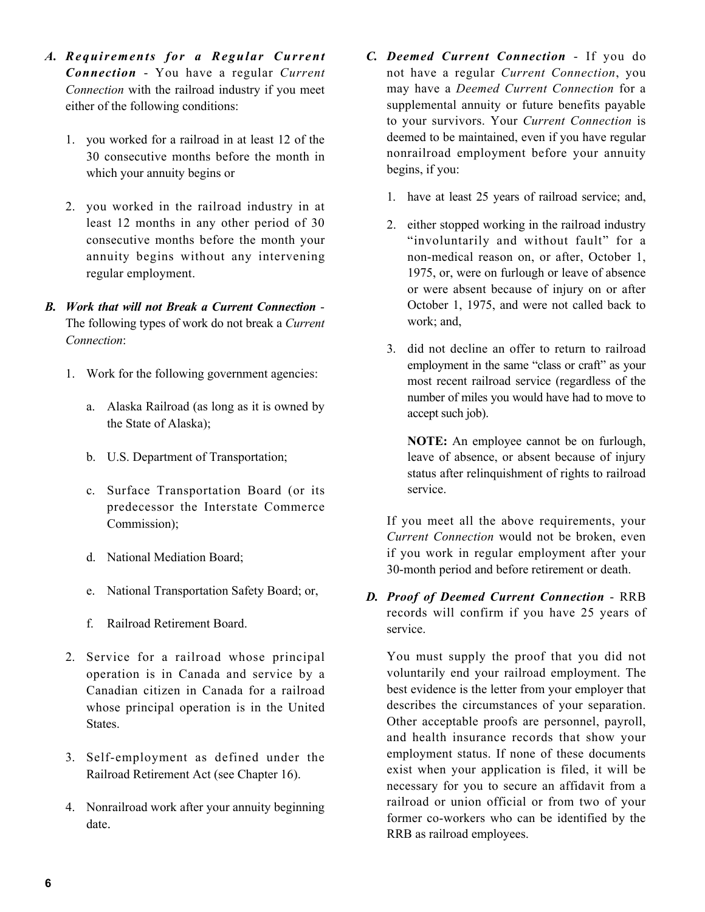***A. Requirements for a Regular Current Connection*** - You have a regular *Current Connection* with the railroad industry if you meet either of the following conditions:

1. you worked for a railroad in at least 12 of the 30 consecutive months before the month in which your annuity begins or

2. you worked in the railroad industry in at least 12 months in any other period of 30 consecutive months before the month your annuity begins without any intervening regular employment.

***B. Work that will not Break a Current Connection*** - The following types of work do not break a *Current Connection*:

1. Work for the following government agencies:

   a. Alaska Railroad (as long as it is owned by the State of Alaska);

   b. U.S. Department of Transportation;

   c. Surface Transportation Board (or its predecessor the Interstate Commerce Commission);

   d. National Mediation Board;

   e. National Transportation Safety Board; or,

   f. Railroad Retirement Board.

2. Service for a railroad whose principal operation is in Canada and service by a Canadian citizen in Canada for a railroad whose principal operation is in the United States.

3. Self-employment as defined under the Railroad Retirement Act (see Chapter 16).

4. Nonrailroad work after your annuity beginning date.

***C. Deemed Current Connection*** - If you do not have a regular *Current Connection*, you may have a *Deemed Current Connection* for a supplemental annuity or future benefits payable to your survivors. Your *Current Connection* is deemed to be maintained, even if you have regular nonrailroad employment before your annuity begins, if you:

1. have at least 25 years of railroad service; and,

2. either stopped working in the railroad industry "involuntarily and without fault" for a non-medical reason on, or after, October 1, 1975, or, were on furlough or leave of absence or were absent because of injury on or after October 1, 1975, and were not called back to work; and,

3. did not decline an offer to return to railroad employment in the same "class or craft" as your most recent railroad service (regardless of the number of miles you would have had to move to accept such job).

   **NOTE:** An employee cannot be on furlough, leave of absence, or absent because of injury status after relinquishment of rights to railroad service.

If you meet all the above requirements, your *Current Connection* would not be broken, even if you work in regular employment after your 30-month period and before retirement or death.

***D. Proof of Deemed Current Connection*** - RRB records will confirm if you have 25 years of service.

You must supply the proof that you did not voluntarily end your railroad employment. The best evidence is the letter from your employer that describes the circumstances of your separation. Other acceptable proofs are personnel, payroll, and health insurance records that show your employment status. If none of these documents exist when your application is filed, it will be necessary for you to secure an affidavit from a railroad or union official or from two of your former co-workers who can be identified by the RRB as railroad employees.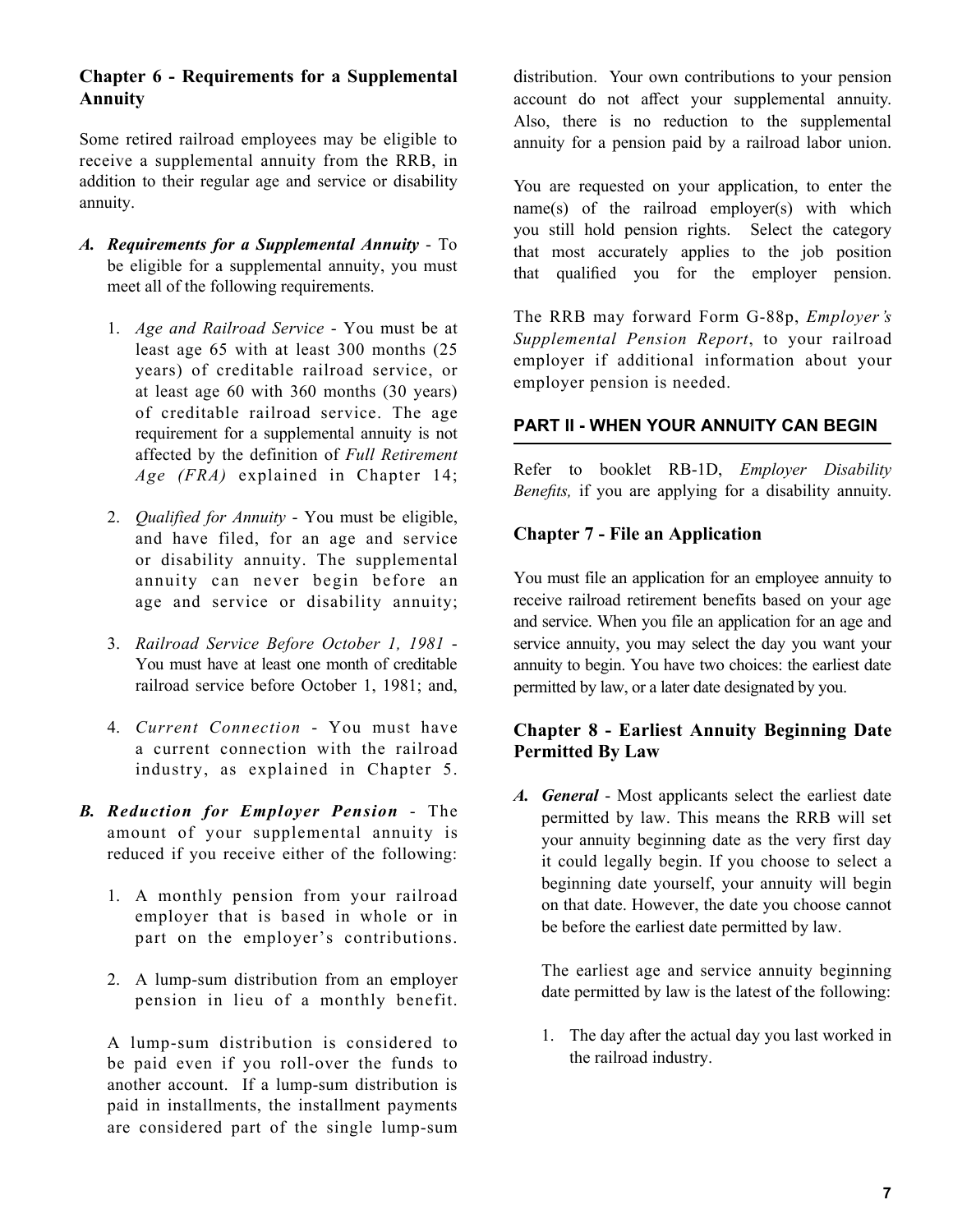## Chapter 6 - Requirements for a Supplemental Annuity

Some retired railroad employees may be eligible to receive a supplemental annuity from the RRB, in addition to their regular age and service or disability annuity.

***A. Requirements for a Supplemental Annuity*** - To be eligible for a supplemental annuity, you must meet all of the following requirements.

1. *Age and Railroad Service* - You must be at least age 65 with at least 300 months (25 years) of creditable railroad service, or at least age 60 with 360 months (30 years) of creditable railroad service. The age requirement for a supplemental annuity is not affected by the definition of *Full Retirement Age (FRA)* explained in Chapter 14;

2. *Qualified for Annuity* - You must be eligible, and have filed, for an age and service or disability annuity. The supplemental annuity can never begin before an age and service or disability annuity;

3. *Railroad Service Before October 1, 1981* - You must have at least one month of creditable railroad service before October 1, 1981; and,

4. *Current Connection* - You must have a current connection with the railroad industry, as explained in Chapter 5.

***B. Reduction for Employer Pension*** - The amount of your supplemental annuity is reduced if you receive either of the following:

1. A monthly pension from your railroad employer that is based in whole or in part on the employer's contributions.

2. A lump-sum distribution from an employer pension in lieu of a monthly benefit.

A lump-sum distribution is considered to be paid even if you roll-over the funds to another account. If a lump-sum distribution is paid in installments, the installment payments are considered part of the single lump-sum distribution. Your own contributions to your pension account do not affect your supplemental annuity. Also, there is no reduction to the supplemental annuity for a pension paid by a railroad labor union.

You are requested on your application, to enter the name(s) of the railroad employer(s) with which you still hold pension rights. Select the category that most accurately applies to the job position that qualified you for the employer pension.

The RRB may forward Form G-88p, *Employer's Supplemental Pension Report*, to your railroad employer if additional information about your employer pension is needed.

# PART II - WHEN YOUR ANNUITY CAN BEGIN

Refer to booklet RB-1D, *Employer Disability Benefits,* if you are applying for a disability annuity.

## Chapter 7 - File an Application

You must file an application for an employee annuity to receive railroad retirement benefits based on your age and service. When you file an application for an age and service annuity, you may select the day you want your annuity to begin. You have two choices: the earliest date permitted by law, or a later date designated by you.

## Chapter 8 - Earliest Annuity Beginning Date Permitted By Law

***A. General*** - Most applicants select the earliest date permitted by law. This means the RRB will set your annuity beginning date as the very first day it could legally begin. If you choose to select a beginning date yourself, your annuity will begin on that date. However, the date you choose cannot be before the earliest date permitted by law.

The earliest age and service annuity beginning date permitted by law is the latest of the following:

1. The day after the actual day you last worked in the railroad industry.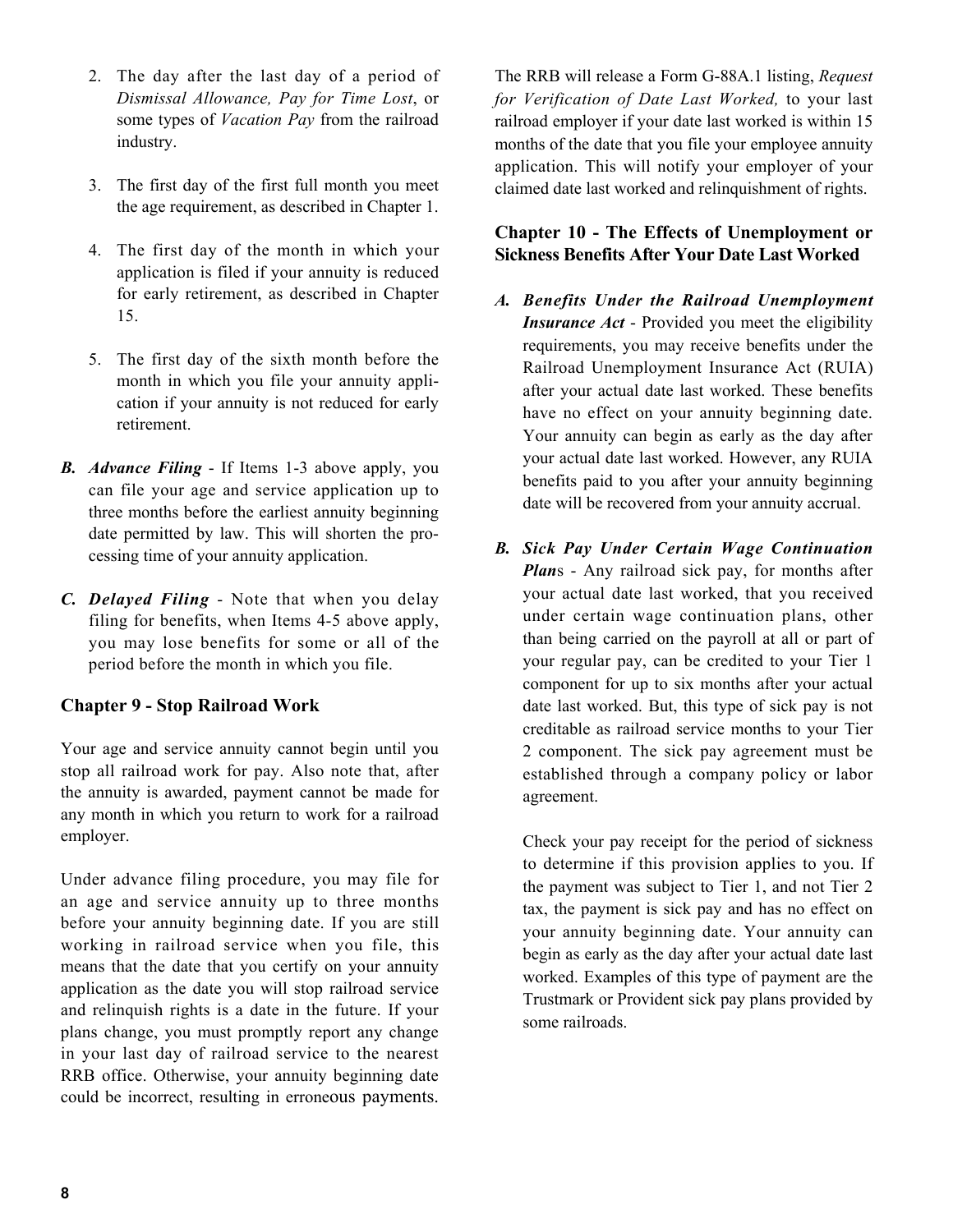2. The day after the last day of a period of *Dismissal Allowance, Pay for Time Lost*, or some types of *Vacation Pay* from the railroad industry.

3. The first day of the first full month you meet the age requirement, as described in Chapter 1.

4. The first day of the month in which your application is filed if your annuity is reduced for early retirement, as described in Chapter 15.

5. The first day of the sixth month before the month in which you file your annuity application if your annuity is not reduced for early retirement.

***B. Advance Filing*** - If Items 1-3 above apply, you can file your age and service application up to three months before the earliest annuity beginning date permitted by law. This will shorten the processing time of your annuity application.

***C. Delayed Filing*** - Note that when you delay filing for benefits, when Items 4-5 above apply, you may lose benefits for some or all of the period before the month in which you file.

## Chapter 9 - Stop Railroad Work

Your age and service annuity cannot begin until you stop all railroad work for pay. Also note that, after the annuity is awarded, payment cannot be made for any month in which you return to work for a railroad employer.

Under advance filing procedure, you may file for an age and service annuity up to three months before your annuity beginning date. If you are still working in railroad service when you file, this means that the date that you certify on your annuity application as the date you will stop railroad service and relinquish rights is a date in the future. If your plans change, you must promptly report any change in your last day of railroad service to the nearest RRB office. Otherwise, your annuity beginning date could be incorrect, resulting in erroneous payments.

The RRB will release a Form G-88A.1 listing, *Request for Verification of Date Last Worked,* to your last railroad employer if your date last worked is within 15 months of the date that you file your employee annuity application. This will notify your employer of your claimed date last worked and relinquishment of rights.

## Chapter 10 - The Effects of Unemployment or Sickness Benefits After Your Date Last Worked

***A. Benefits Under the Railroad Unemployment Insurance Act*** - Provided you meet the eligibility requirements, you may receive benefits under the Railroad Unemployment Insurance Act (RUIA) after your actual date last worked. These benefits have no effect on your annuity beginning date. Your annuity can begin as early as the day after your actual date last worked. However, any RUIA benefits paid to you after your annuity beginning date will be recovered from your annuity accrual.

***B. Sick Pay Under Certain Wage Continuation Plans*** - Any railroad sick pay, for months after your actual date last worked, that you received under certain wage continuation plans, other than being carried on the payroll at all or part of your regular pay, can be credited to your Tier 1 component for up to six months after your actual date last worked. But, this type of sick pay is not creditable as railroad service months to your Tier 2 component. The sick pay agreement must be established through a company policy or labor agreement.

Check your pay receipt for the period of sickness to determine if this provision applies to you. If the payment was subject to Tier 1, and not Tier 2 tax, the payment is sick pay and has no effect on your annuity beginning date. Your annuity can begin as early as the day after your actual date last worked. Examples of this type of payment are the Trustmark or Provident sick pay plans provided by some railroads.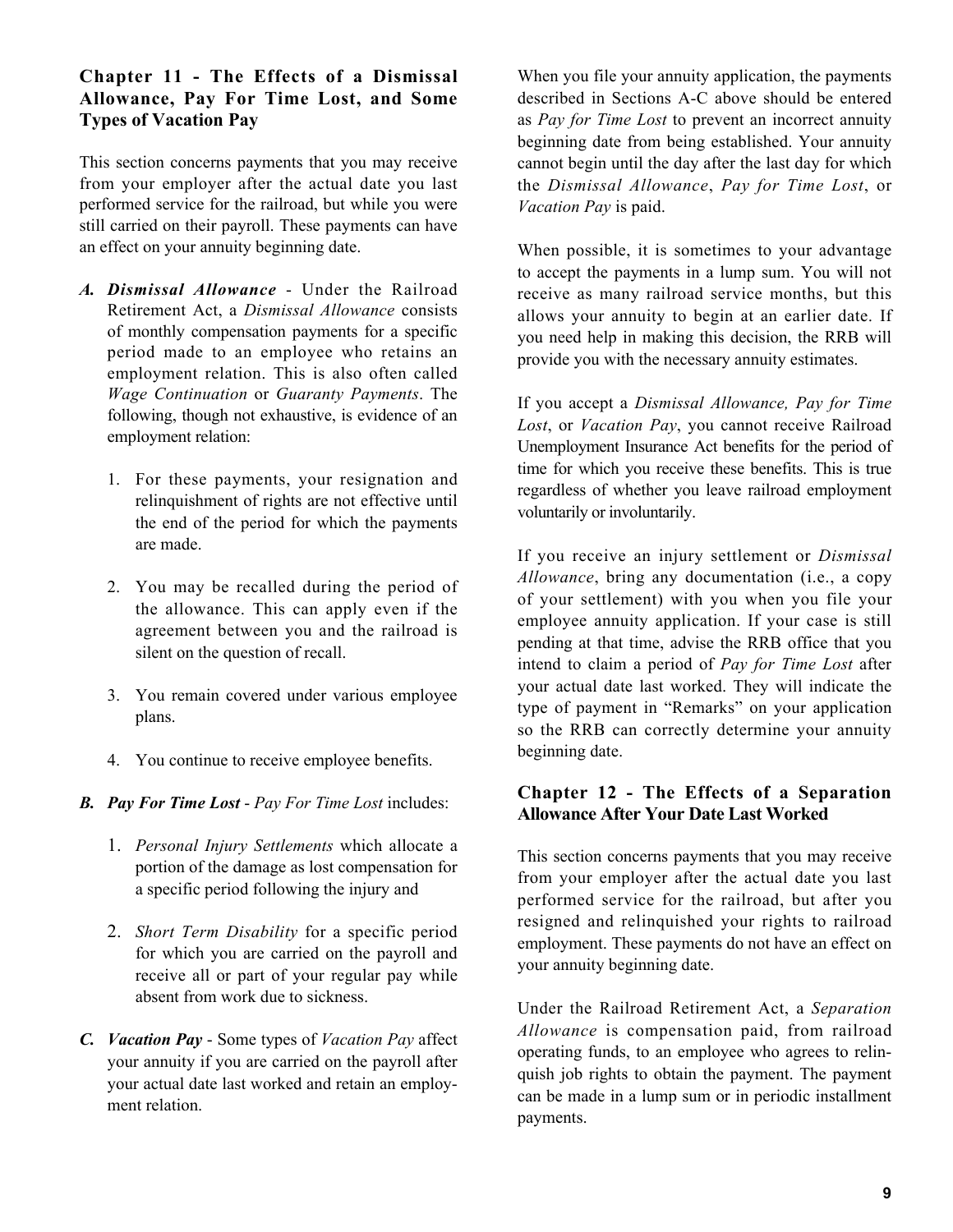## Chapter 11 - The Effects of a Dismissal Allowance, Pay For Time Lost, and Some Types of Vacation Pay

This section concerns payments that you may receive from your employer after the actual date you last performed service for the railroad, but while you were still carried on their payroll. These payments can have an effect on your annuity beginning date.

**A. *Dismissal Allowance*** - Under the Railroad Retirement Act, a *Dismissal Allowance* consists of monthly compensation payments for a specific period made to an employee who retains an employment relation. This is also often called *Wage Continuation* or *Guaranty Payments*. The following, though not exhaustive, is evidence of an employment relation:

1. For these payments, your resignation and relinquishment of rights are not effective until the end of the period for which the payments are made.
2. You may be recalled during the period of the allowance. This can apply even if the agreement between you and the railroad is silent on the question of recall.
3. You remain covered under various employee plans.
4. You continue to receive employee benefits.

**B. *Pay For Time Lost*** - *Pay For Time Lost* includes:

1. *Personal Injury Settlements* which allocate a portion of the damage as lost compensation for a specific period following the injury and
2. *Short Term Disability* for a specific period for which you are carried on the payroll and receive all or part of your regular pay while absent from work due to sickness.

**C. *Vacation Pay*** - Some types of *Vacation Pay* affect your annuity if you are carried on the payroll after your actual date last worked and retain an employment relation.

When you file your annuity application, the payments described in Sections A-C above should be entered as *Pay for Time Lost* to prevent an incorrect annuity beginning date from being established. Your annuity cannot begin until the day after the last day for which the *Dismissal Allowance*, *Pay for Time Lost*, or *Vacation Pay* is paid.

When possible, it is sometimes to your advantage to accept the payments in a lump sum. You will not receive as many railroad service months, but this allows your annuity to begin at an earlier date. If you need help in making this decision, the RRB will provide you with the necessary annuity estimates.

If you accept a *Dismissal Allowance, Pay for Time Lost*, or *Vacation Pay*, you cannot receive Railroad Unemployment Insurance Act benefits for the period of time for which you receive these benefits. This is true regardless of whether you leave railroad employment voluntarily or involuntarily.

If you receive an injury settlement or *Dismissal Allowance*, bring any documentation (i.e., a copy of your settlement) with you when you file your employee annuity application. If your case is still pending at that time, advise the RRB office that you intend to claim a period of *Pay for Time Lost* after your actual date last worked. They will indicate the type of payment in "Remarks" on your application so the RRB can correctly determine your annuity beginning date.

## Chapter 12 - The Effects of a Separation Allowance After Your Date Last Worked

This section concerns payments that you may receive from your employer after the actual date you last performed service for the railroad, but after you resigned and relinquished your rights to railroad employment. These payments do not have an effect on your annuity beginning date.

Under the Railroad Retirement Act, a *Separation Allowance* is compensation paid, from railroad operating funds, to an employee who agrees to relinquish job rights to obtain the payment. The payment can be made in a lump sum or in periodic installment payments.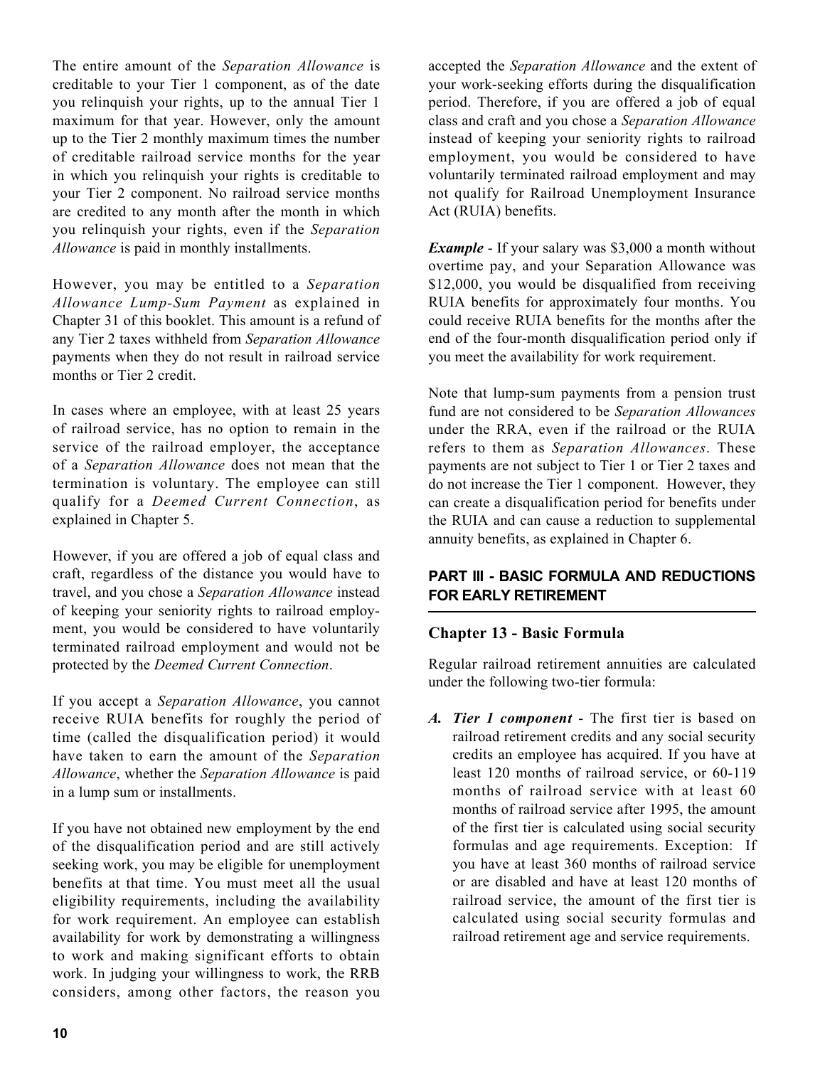The entire amount of the *Separation Allowance* is creditable to your Tier 1 component, as of the date you relinquish your rights, up to the annual Tier 1 maximum for that year. However, only the amount up to the Tier 2 monthly maximum times the number of creditable railroad service months for the year in which you relinquish your rights is creditable to your Tier 2 component. No railroad service months are credited to any month after the month in which you relinquish your rights, even if the *Separation Allowance* is paid in monthly installments.

However, you may be entitled to a *Separation Allowance Lump-Sum Payment* as explained in Chapter 31 of this booklet. This amount is a refund of any Tier 2 taxes withheld from *Separation Allowance* payments when they do not result in railroad service months or Tier 2 credit.

In cases where an employee, with at least 25 years of railroad service, has no option to remain in the service of the railroad employer, the acceptance of a *Separation Allowance* does not mean that the termination is voluntary. The employee can still qualify for a *Deemed Current Connection*, as explained in Chapter 5.

However, if you are offered a job of equal class and craft, regardless of the distance you would have to travel, and you chose a *Separation Allowance* instead of keeping your seniority rights to railroad employment, you would be considered to have voluntarily terminated railroad employment and would not be protected by the *Deemed Current Connection*.

If you accept a *Separation Allowance*, you cannot receive RUIA benefits for roughly the period of time (called the disqualification period) it would have taken to earn the amount of the *Separation Allowance*, whether the *Separation Allowance* is paid in a lump sum or installments.

If you have not obtained new employment by the end of the disqualification period and are still actively seeking work, you may be eligible for unemployment benefits at that time. You must meet all the usual eligibility requirements, including the availability for work requirement. An employee can establish availability for work by demonstrating a willingness to work and making significant efforts to obtain work. In judging your willingness to work, the RRB considers, among other factors, the reason you accepted the *Separation Allowance* and the extent of your work-seeking efforts during the disqualification period. Therefore, if you are offered a job of equal class and craft and you chose a *Separation Allowance* instead of keeping your seniority rights to railroad employment, you would be considered to have voluntarily terminated railroad employment and may not qualify for Railroad Unemployment Insurance Act (RUIA) benefits.

***Example*** - If your salary was $3,000 a month without overtime pay, and your Separation Allowance was $12,000, you would be disqualified from receiving RUIA benefits for approximately four months. You could receive RUIA benefits for the months after the end of the four-month disqualification period only if you meet the availability for work requirement.

Note that lump-sum payments from a pension trust fund are not considered to be *Separation Allowances* under the RRA, even if the railroad or the RUIA refers to them as *Separation Allowances*. These payments are not subject to Tier 1 or Tier 2 taxes and do not increase the Tier 1 component. However, they can create a disqualification period for benefits under the RUIA and can cause a reduction to supplemental annuity benefits, as explained in Chapter 6.

## PART III - BASIC FORMULA AND REDUCTIONS FOR EARLY RETIREMENT

### Chapter 13 - Basic Formula

Regular railroad retirement annuities are calculated under the following two-tier formula:

*A.* ***Tier 1 component*** - The first tier is based on railroad retirement credits and any social security credits an employee has acquired. If you have at least 120 months of railroad service, or 60-119 months of railroad service with at least 60 months of railroad service after 1995, the amount of the first tier is calculated using social security formulas and age requirements. Exception: If you have at least 360 months of railroad service or are disabled and have at least 120 months of railroad service, the amount of the first tier is calculated using social security formulas and railroad retirement age and service requirements.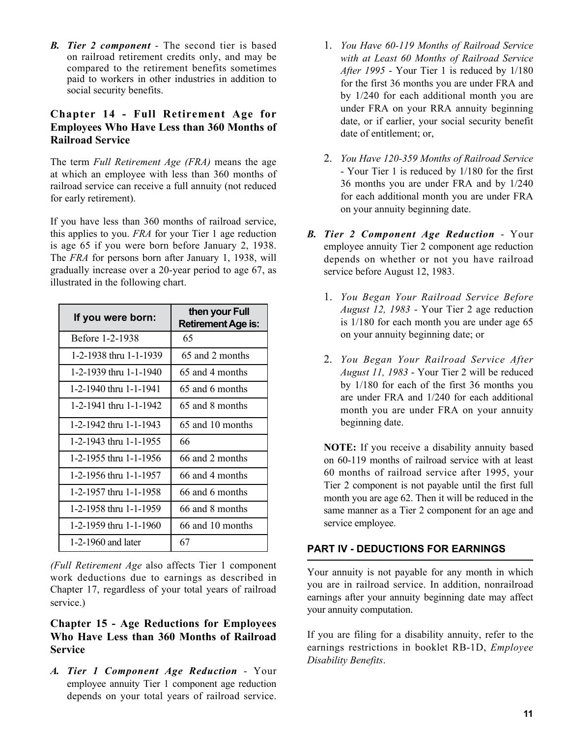**B. *Tier 2 component*** - The second tier is based on railroad retirement credits only, and may be compared to the retirement benefits sometimes paid to workers in other industries in addition to social security benefits.

## Chapter 14 - Full Retirement Age for Employees Who Have Less than 360 Months of Railroad Service

The term *Full Retirement Age (FRA)* means the age at which an employee with less than 360 months of railroad service can receive a full annuity (not reduced for early retirement).

If you have less than 360 months of railroad service, this applies to you. *FRA* for your Tier 1 age reduction is age 65 if you were born before January 2, 1938. The *FRA* for persons born after January 1, 1938, will gradually increase over a 20-year period to age 67, as illustrated in the following chart.

| If you were born: | then your Full Retirement Age is: |
|---|---|
| Before 1-2-1938 | 65 |
| 1-2-1938 thru 1-1-1939 | 65 and 2 months |
| 1-2-1939 thru 1-1-1940 | 65 and 4 months |
| 1-2-1940 thru 1-1-1941 | 65 and 6 months |
| 1-2-1941 thru 1-1-1942 | 65 and 8 months |
| 1-2-1942 thru 1-1-1943 | 65 and 10 months |
| 1-2-1943 thru 1-1-1955 | 66 |
| 1-2-1955 thru 1-1-1956 | 66 and 2 months |
| 1-2-1956 thru 1-1-1957 | 66 and 4 months |
| 1-2-1957 thru 1-1-1958 | 66 and 6 months |
| 1-2-1958 thru 1-1-1959 | 66 and 8 months |
| 1-2-1959 thru 1-1-1960 | 66 and 10 months |
| 1-2-1960 and later | 67 |

*(Full Retirement Age* also affects Tier 1 component work deductions due to earnings as described in Chapter 17, regardless of your total years of railroad service.)

## Chapter 15 - Age Reductions for Employees Who Have Less than 360 Months of Railroad Service

***A. Tier 1 Component Age Reduction*** - Your employee annuity Tier 1 component age reduction depends on your total years of railroad service.

1. *You Have 60-119 Months of Railroad Service with at Least 60 Months of Railroad Service After 1995* - Your Tier 1 is reduced by 1/180 for the first 36 months you are under FRA and by 1/240 for each additional month you are under FRA on your RRA annuity beginning date, or if earlier, your social security benefit date of entitlement; or,

2. *You Have 120-359 Months of Railroad Service* - Your Tier 1 is reduced by 1/180 for the first 36 months you are under FRA and by 1/240 for each additional month you are under FRA on your annuity beginning date.

***B. Tier 2 Component Age Reduction*** - Your employee annuity Tier 2 component age reduction depends on whether or not you have railroad service before August 12, 1983.

1. *You Began Your Railroad Service Before August 12, 1983* - Your Tier 2 age reduction is 1/180 for each month you are under age 65 on your annuity beginning date; or

2. *You Began Your Railroad Service After August 11, 1983* - Your Tier 2 will be reduced by 1/180 for each of the first 36 months you are under FRA and 1/240 for each additional month you are under FRA on your annuity beginning date.

**NOTE:** If you receive a disability annuity based on 60-119 months of railroad service with at least 60 months of railroad service after 1995, your Tier 2 component is not payable until the first full month you are age 62. Then it will be reduced in the same manner as a Tier 2 component for an age and service employee.

## PART IV - DEDUCTIONS FOR EARNINGS

Your annuity is not payable for any month in which you are in railroad service. In addition, nonrailroad earnings after your annuity beginning date may affect your annuity computation.

If you are filing for a disability annuity, refer to the earnings restrictions in booklet RB-1D, *Employee Disability Benefits*.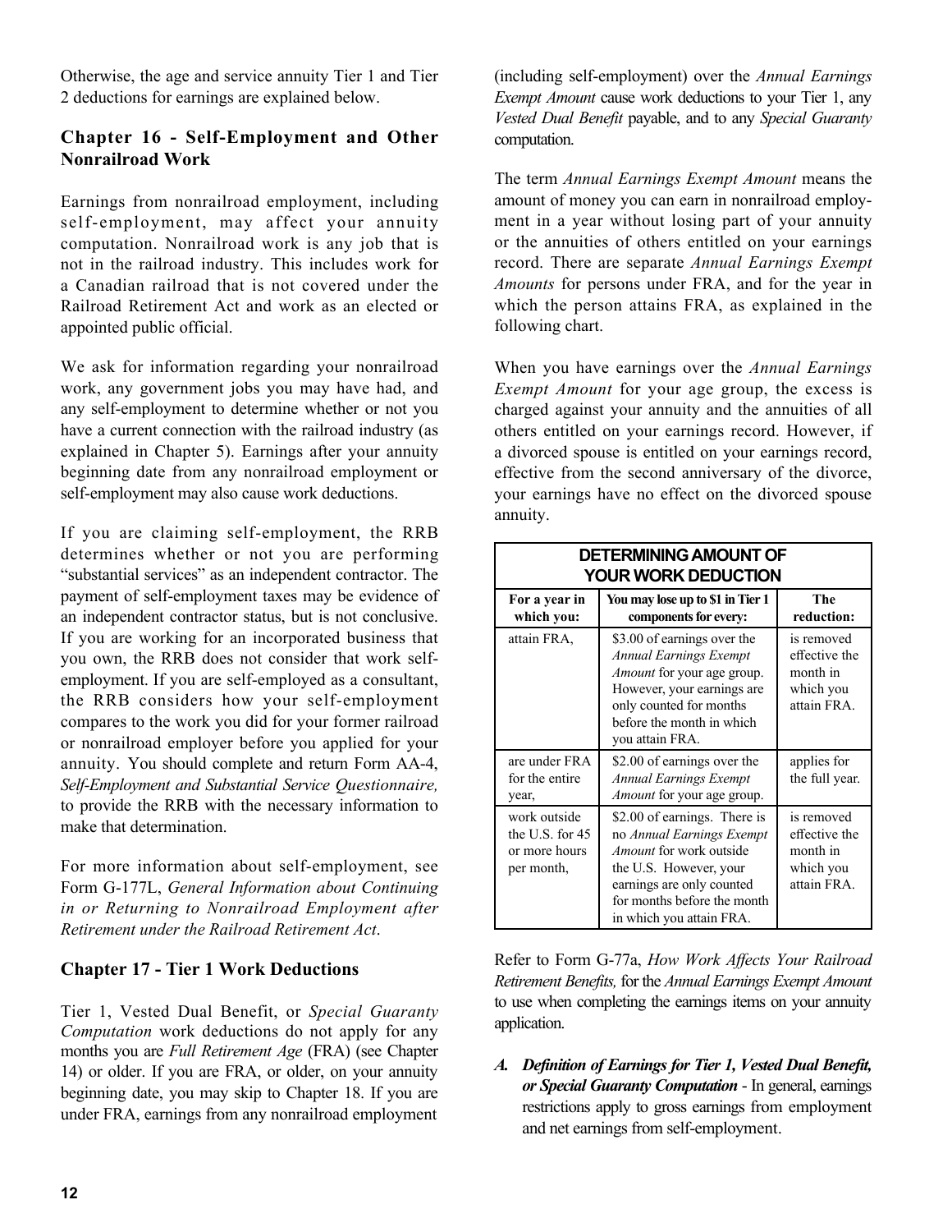Otherwise, the age and service annuity Tier 1 and Tier 2 deductions for earnings are explained below.

### Chapter 16 - Self-Employment and Other Nonrailroad Work

Earnings from nonrailroad employment, including self-employment, may affect your annuity computation. Nonrailroad work is any job that is not in the railroad industry. This includes work for a Canadian railroad that is not covered under the Railroad Retirement Act and work as an elected or appointed public official.

We ask for information regarding your nonrailroad work, any government jobs you may have had, and any self-employment to determine whether or not you have a current connection with the railroad industry (as explained in Chapter 5). Earnings after your annuity beginning date from any nonrailroad employment or self-employment may also cause work deductions.

If you are claiming self-employment, the RRB determines whether or not you are performing "substantial services" as an independent contractor. The payment of self-employment taxes may be evidence of an independent contractor status, but is not conclusive. If you are working for an incorporated business that you own, the RRB does not consider that work self-employment. If you are self-employed as a consultant, the RRB considers how your self-employment compares to the work you did for your former railroad or nonrailroad employer before you applied for your annuity. You should complete and return Form AA-4, *Self-Employment and Substantial Service Questionnaire,* to provide the RRB with the necessary information to make that determination.

For more information about self-employment, see Form G-177L, *General Information about Continuing in or Returning to Nonrailroad Employment after Retirement under the Railroad Retirement Act*.

### Chapter 17 - Tier 1 Work Deductions

Tier 1, Vested Dual Benefit, or *Special Guaranty Computation* work deductions do not apply for any months you are *Full Retirement Age* (FRA) (see Chapter 14) or older. If you are FRA, or older, on your annuity beginning date, you may skip to Chapter 18. If you are under FRA, earnings from any nonrailroad employment (including self-employment) over the *Annual Earnings Exempt Amount* cause work deductions to your Tier 1, any *Vested Dual Benefit* payable, and to any *Special Guaranty* computation.

The term *Annual Earnings Exempt Amount* means the amount of money you can earn in nonrailroad employment in a year without losing part of your annuity or the annuities of others entitled on your earnings record. There are separate *Annual Earnings Exempt Amounts* for persons under FRA, and for the year in which the person attains FRA, as explained in the following chart.

When you have earnings over the *Annual Earnings Exempt Amount* for your age group, the excess is charged against your annuity and the annuities of all others entitled on your earnings record. However, if a divorced spouse is entitled on your earnings record, effective from the second anniversary of the divorce, your earnings have no effect on the divorced spouse annuity.

**DETERMINING AMOUNT OF YOUR WORK DEDUCTION**

| For a year in which you: | You may lose up to $1 in Tier 1 components for every: | The reduction: |
|---|---|---|
| attain FRA, | $3.00 of earnings over the *Annual Earnings Exempt Amount* for your age group. However, your earnings are only counted for months before the month in which you attain FRA. | is removed effective the month in which you attain FRA. |
| are under FRA for the entire year, | $2.00 of earnings over the *Annual Earnings Exempt Amount* for your age group. | applies for the full year. |
| work outside the U.S. for 45 or more hours per month, | $2.00 of earnings. There is no *Annual Earnings Exempt Amount* for work outside the U.S. However, your earnings are only counted for months before the month in which you attain FRA. | is removed effective the month in which you attain FRA. |

Refer to Form G-77a, *How Work Affects Your Railroad Retirement Benefits,* for the *Annual Earnings Exempt Amount* to use when completing the earnings items on your annuity application.

A. ***Definition of Earnings for Tier 1, Vested Dual Benefit, or Special Guaranty Computation*** - In general, earnings restrictions apply to gross earnings from employment and net earnings from self-employment.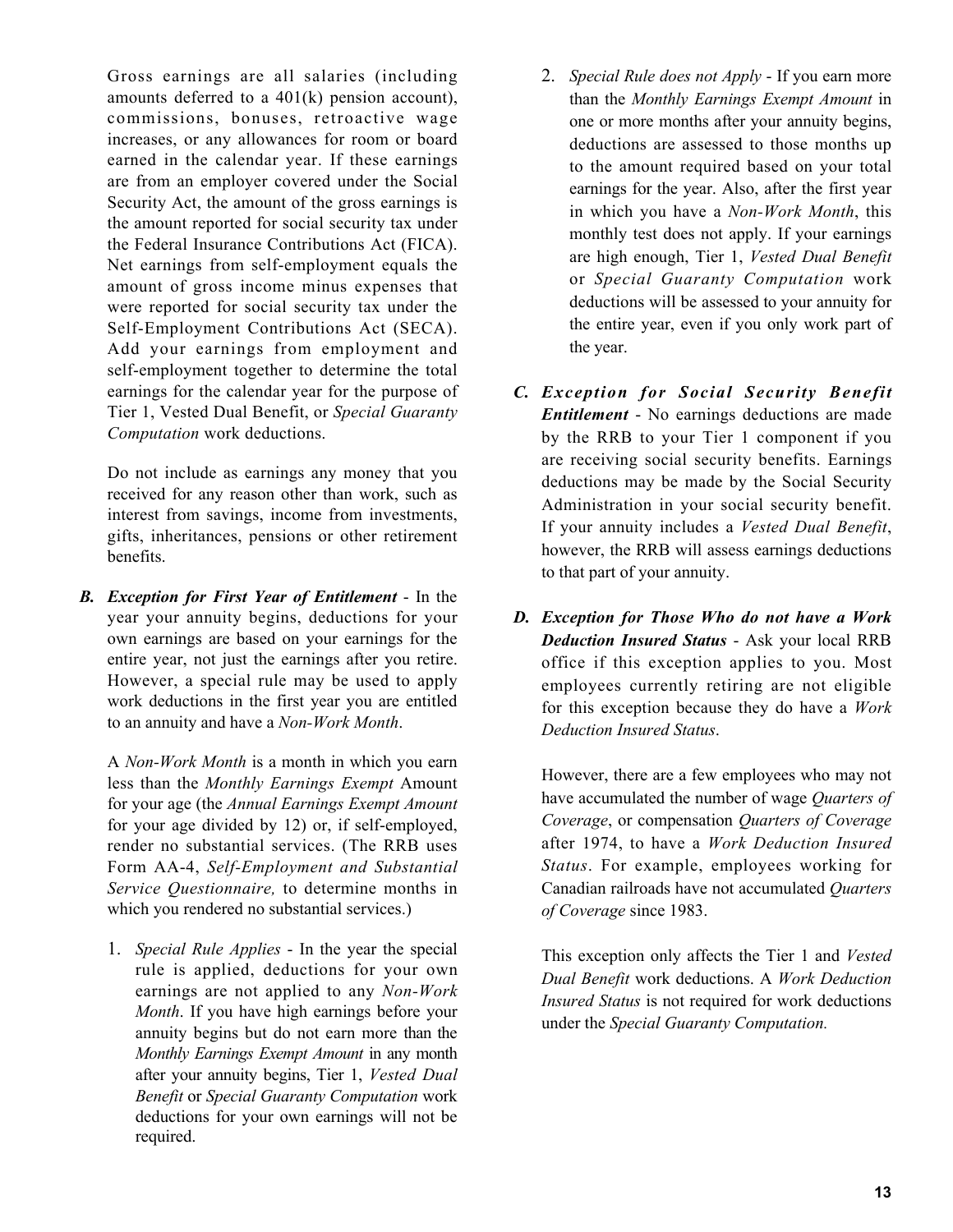Gross earnings are all salaries (including amounts deferred to a 401(k) pension account), commissions, bonuses, retroactive wage increases, or any allowances for room or board earned in the calendar year. If these earnings are from an employer covered under the Social Security Act, the amount of the gross earnings is the amount reported for social security tax under the Federal Insurance Contributions Act (FICA). Net earnings from self-employment equals the amount of gross income minus expenses that were reported for social security tax under the Self-Employment Contributions Act (SECA). Add your earnings from employment and self-employment together to determine the total earnings for the calendar year for the purpose of Tier 1, Vested Dual Benefit, or *Special Guaranty Computation* work deductions.

Do not include as earnings any money that you received for any reason other than work, such as interest from savings, income from investments, gifts, inheritances, pensions or other retirement benefits.

**B. *Exception for First Year of Entitlement*** - In the year your annuity begins, deductions for your own earnings are based on your earnings for the entire year, not just the earnings after you retire. However, a special rule may be used to apply work deductions in the first year you are entitled to an annuity and have a *Non-Work Month*.

A *Non-Work Month* is a month in which you earn less than the *Monthly Earnings Exempt* Amount for your age (the *Annual Earnings Exempt Amount* for your age divided by 12) or, if self-employed, render no substantial services. (The RRB uses Form AA-4, *Self-Employment and Substantial Service Questionnaire,* to determine months in which you rendered no substantial services.)

1. *Special Rule Applies* - In the year the special rule is applied, deductions for your own earnings are not applied to any *Non-Work Month*. If you have high earnings before your annuity begins but do not earn more than the *Monthly Earnings Exempt Amount* in any month after your annuity begins, Tier 1, *Vested Dual Benefit* or *Special Guaranty Computation* work deductions for your own earnings will not be required.

2. *Special Rule does not Apply* - If you earn more than the *Monthly Earnings Exempt Amount* in one or more months after your annuity begins, deductions are assessed to those months up to the amount required based on your total earnings for the year. Also, after the first year in which you have a *Non-Work Month*, this monthly test does not apply. If your earnings are high enough, Tier 1, *Vested Dual Benefit* or *Special Guaranty Computation* work deductions will be assessed to your annuity for the entire year, even if you only work part of the year.

**C. *Exception for Social Security Benefit Entitlement*** - No earnings deductions are made by the RRB to your Tier 1 component if you are receiving social security benefits. Earnings deductions may be made by the Social Security Administration in your social security benefit. If your annuity includes a *Vested Dual Benefit*, however, the RRB will assess earnings deductions to that part of your annuity.

**D. *Exception for Those Who do not have a Work Deduction Insured Status*** - Ask your local RRB office if this exception applies to you. Most employees currently retiring are not eligible for this exception because they do have a *Work Deduction Insured Status*.

However, there are a few employees who may not have accumulated the number of wage *Quarters of Coverage*, or compensation *Quarters of Coverage* after 1974, to have a *Work Deduction Insured Status*. For example, employees working for Canadian railroads have not accumulated *Quarters of Coverage* since 1983.

This exception only affects the Tier 1 and *Vested Dual Benefit* work deductions. A *Work Deduction Insured Status* is not required for work deductions under the *Special Guaranty Computation.*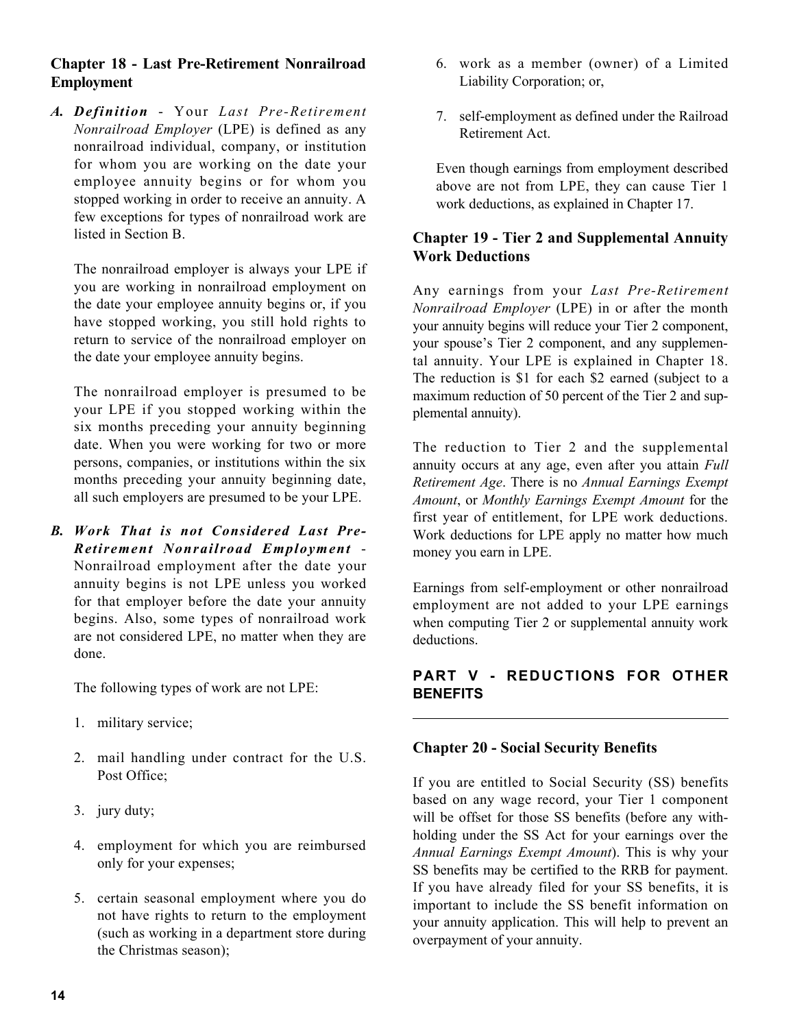## Chapter 18 - Last Pre-Retirement Nonrailroad Employment

***A. Definition*** - Your *Last Pre-Retirement Nonrailroad Employer* (LPE) is defined as any nonrailroad individual, company, or institution for whom you are working on the date your employee annuity begins or for whom you stopped working in order to receive an annuity. A few exceptions for types of nonrailroad work are listed in Section B.

The nonrailroad employer is always your LPE if you are working in nonrailroad employment on the date your employee annuity begins or, if you have stopped working, you still hold rights to return to service of the nonrailroad employer on the date your employee annuity begins.

The nonrailroad employer is presumed to be your LPE if you stopped working within the six months preceding your annuity beginning date. When you were working for two or more persons, companies, or institutions within the six months preceding your annuity beginning date, all such employers are presumed to be your LPE.

***B. Work That is not Considered Last Pre-Retirement Nonrailroad Employment*** - Nonrailroad employment after the date your annuity begins is not LPE unless you worked for that employer before the date your annuity begins. Also, some types of nonrailroad work are not considered LPE, no matter when they are done.

The following types of work are not LPE:

1. military service;
2. mail handling under contract for the U.S. Post Office;
3. jury duty;
4. employment for which you are reimbursed only for your expenses;
5. certain seasonal employment where you do not have rights to return to the employment (such as working in a department store during the Christmas season);
6. work as a member (owner) of a Limited Liability Corporation; or,
7. self-employment as defined under the Railroad Retirement Act.

Even though earnings from employment described above are not from LPE, they can cause Tier 1 work deductions, as explained in Chapter 17.

## Chapter 19 - Tier 2 and Supplemental Annuity Work Deductions

Any earnings from your *Last Pre-Retirement Nonrailroad Employer* (LPE) in or after the month your annuity begins will reduce your Tier 2 component, your spouse's Tier 2 component, and any supplemental annuity. Your LPE is explained in Chapter 18. The reduction is $1 for each $2 earned (subject to a maximum reduction of 50 percent of the Tier 2 and supplemental annuity).

The reduction to Tier 2 and the supplemental annuity occurs at any age, even after you attain *Full Retirement Age*. There is no *Annual Earnings Exempt Amount*, or *Monthly Earnings Exempt Amount* for the first year of entitlement, for LPE work deductions. Work deductions for LPE apply no matter how much money you earn in LPE.

Earnings from self-employment or other nonrailroad employment are not added to your LPE earnings when computing Tier 2 or supplemental annuity work deductions.

# PART V - REDUCTIONS FOR OTHER BENEFITS

---

## Chapter 20 - Social Security Benefits

If you are entitled to Social Security (SS) benefits based on any wage record, your Tier 1 component will be offset for those SS benefits (before any withholding under the SS Act for your earnings over the *Annual Earnings Exempt Amount*). This is why your SS benefits may be certified to the RRB for payment. If you have already filed for your SS benefits, it is important to include the SS benefit information on your annuity application. This will help to prevent an overpayment of your annuity.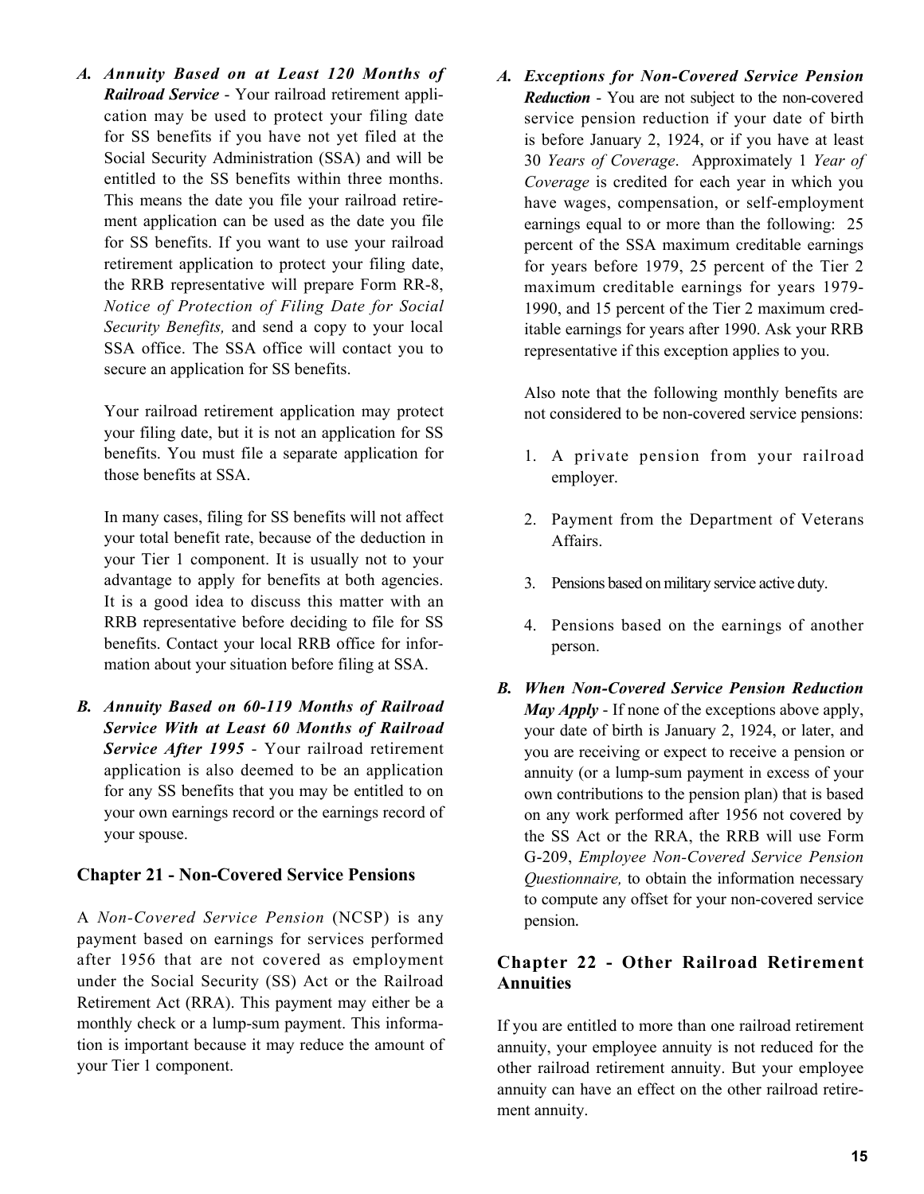*A.* ***Annuity Based on at Least 120 Months of Railroad Service*** - Your railroad retirement application may be used to protect your filing date for SS benefits if you have not yet filed at the Social Security Administration (SSA) and will be entitled to the SS benefits within three months. This means the date you file your railroad retirement application can be used as the date you file for SS benefits. If you want to use your railroad retirement application to protect your filing date, the RRB representative will prepare Form RR-8, *Notice of Protection of Filing Date for Social Security Benefits,* and send a copy to your local SSA office. The SSA office will contact you to secure an application for SS benefits.

Your railroad retirement application may protect your filing date, but it is not an application for SS benefits. You must file a separate application for those benefits at SSA.

In many cases, filing for SS benefits will not affect your total benefit rate, because of the deduction in your Tier 1 component. It is usually not to your advantage to apply for benefits at both agencies. It is a good idea to discuss this matter with an RRB representative before deciding to file for SS benefits. Contact your local RRB office for information about your situation before filing at SSA.

*B.* ***Annuity Based on 60-119 Months of Railroad Service With at Least 60 Months of Railroad Service After 1995*** - Your railroad retirement application is also deemed to be an application for any SS benefits that you may be entitled to on your own earnings record or the earnings record of your spouse.

## Chapter 21 - Non-Covered Service Pensions

A *Non-Covered Service Pension* (NCSP) is any payment based on earnings for services performed after 1956 that are not covered as employment under the Social Security (SS) Act or the Railroad Retirement Act (RRA). This payment may either be a monthly check or a lump-sum payment. This information is important because it may reduce the amount of your Tier 1 component.

*A.* ***Exceptions for Non-Covered Service Pension Reduction*** - You are not subject to the non-covered service pension reduction if your date of birth is before January 2, 1924, or if you have at least 30 *Years of Coverage*. Approximately 1 *Year of Coverage* is credited for each year in which you have wages, compensation, or self-employment earnings equal to or more than the following: 25 percent of the SSA maximum creditable earnings for years before 1979, 25 percent of the Tier 2 maximum creditable earnings for years 1979-1990, and 15 percent of the Tier 2 maximum creditable earnings for years after 1990. Ask your RRB representative if this exception applies to you.

Also note that the following monthly benefits are not considered to be non-covered service pensions:

1. A private pension from your railroad employer.
2. Payment from the Department of Veterans Affairs.
3. Pensions based on military service active duty.
4. Pensions based on the earnings of another person.

*B.* ***When Non-Covered Service Pension Reduction May Apply*** - If none of the exceptions above apply, your date of birth is January 2, 1924, or later, and you are receiving or expect to receive a pension or annuity (or a lump-sum payment in excess of your own contributions to the pension plan) that is based on any work performed after 1956 not covered by the SS Act or the RRA, the RRB will use Form G-209, *Employee Non-Covered Service Pension Questionnaire,* to obtain the information necessary to compute any offset for your non-covered service pension.

## Chapter 22 - Other Railroad Retirement Annuities

If you are entitled to more than one railroad retirement annuity, your employee annuity is not reduced for the other railroad retirement annuity. But your employee annuity can have an effect on the other railroad retirement annuity.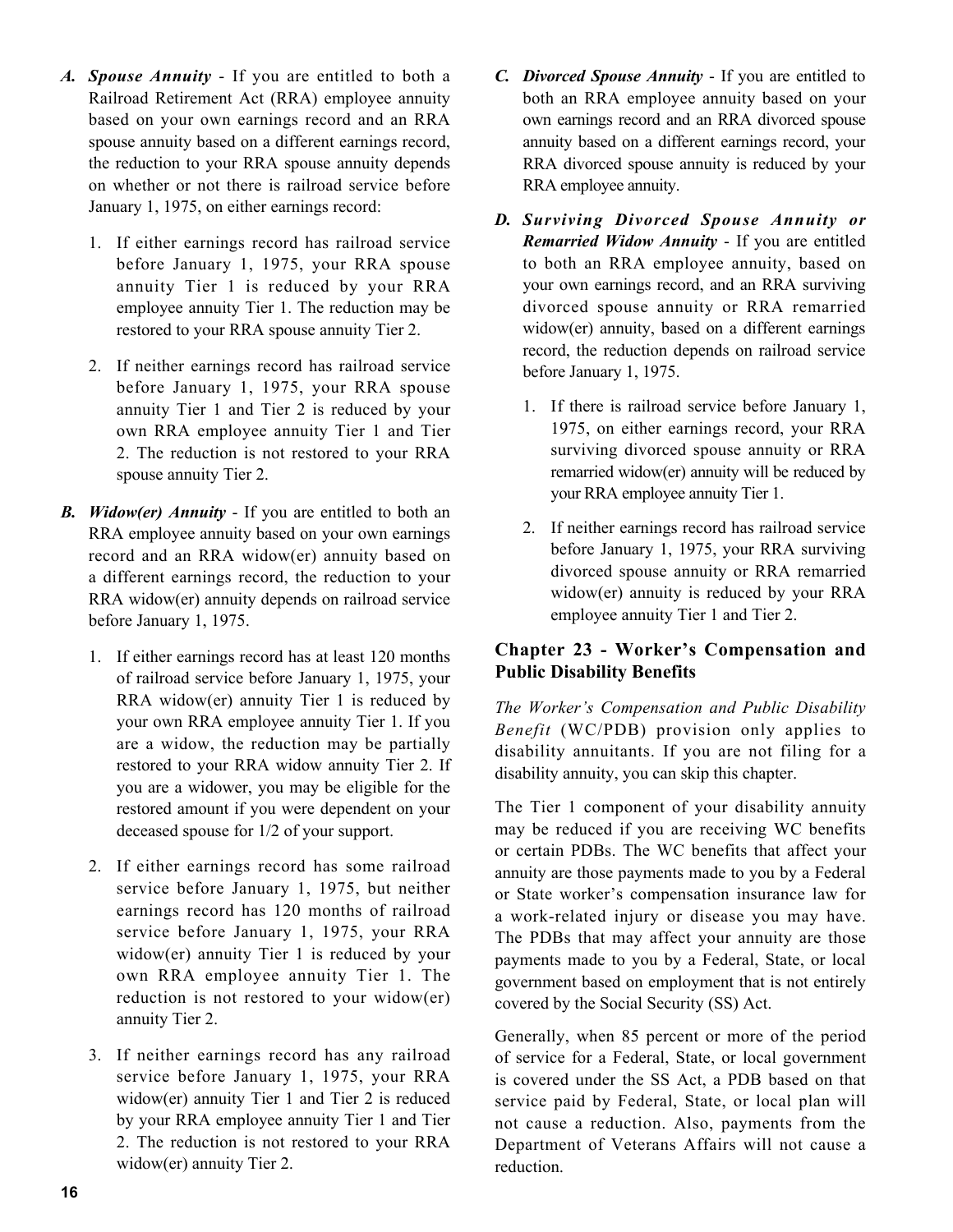**A. *Spouse Annuity*** - If you are entitled to both a Railroad Retirement Act (RRA) employee annuity based on your own earnings record and an RRA spouse annuity based on a different earnings record, the reduction to your RRA spouse annuity depends on whether or not there is railroad service before January 1, 1975, on either earnings record:

1. If either earnings record has railroad service before January 1, 1975, your RRA spouse annuity Tier 1 is reduced by your RRA employee annuity Tier 1. The reduction may be restored to your RRA spouse annuity Tier 2.

2. If neither earnings record has railroad service before January 1, 1975, your RRA spouse annuity Tier 1 and Tier 2 is reduced by your own RRA employee annuity Tier 1 and Tier 2. The reduction is not restored to your RRA spouse annuity Tier 2.

**B. *Widow(er) Annuity*** - If you are entitled to both an RRA employee annuity based on your own earnings record and an RRA widow(er) annuity based on a different earnings record, the reduction to your RRA widow(er) annuity depends on railroad service before January 1, 1975.

1. If either earnings record has at least 120 months of railroad service before January 1, 1975, your RRA widow(er) annuity Tier 1 is reduced by your own RRA employee annuity Tier 1. If you are a widow, the reduction may be partially restored to your RRA widow annuity Tier 2. If you are a widower, you may be eligible for the restored amount if you were dependent on your deceased spouse for 1/2 of your support.

2. If either earnings record has some railroad service before January 1, 1975, but neither earnings record has 120 months of railroad service before January 1, 1975, your RRA widow(er) annuity Tier 1 is reduced by your own RRA employee annuity Tier 1. The reduction is not restored to your widow(er) annuity Tier 2.

3. If neither earnings record has any railroad service before January 1, 1975, your RRA widow(er) annuity Tier 1 and Tier 2 is reduced by your RRA employee annuity Tier 1 and Tier 2. The reduction is not restored to your RRA widow(er) annuity Tier 2.

**C. *Divorced Spouse Annuity*** - If you are entitled to both an RRA employee annuity based on your own earnings record and an RRA divorced spouse annuity based on a different earnings record, your RRA divorced spouse annuity is reduced by your RRA employee annuity.

**D. *Surviving Divorced Spouse Annuity or Remarried Widow Annuity*** - If you are entitled to both an RRA employee annuity, based on your own earnings record, and an RRA surviving divorced spouse annuity or RRA remarried widow(er) annuity, based on a different earnings record, the reduction depends on railroad service before January 1, 1975.

1. If there is railroad service before January 1, 1975, on either earnings record, your RRA surviving divorced spouse annuity or RRA remarried widow(er) annuity will be reduced by your RRA employee annuity Tier 1.

2. If neither earnings record has railroad service before January 1, 1975, your RRA surviving divorced spouse annuity or RRA remarried widow(er) annuity is reduced by your RRA employee annuity Tier 1 and Tier 2.

## Chapter 23 - Worker's Compensation and Public Disability Benefits

*The Worker's Compensation and Public Disability Benefit* (WC/PDB) provision only applies to disability annuitants. If you are not filing for a disability annuity, you can skip this chapter.

The Tier 1 component of your disability annuity may be reduced if you are receiving WC benefits or certain PDBs. The WC benefits that affect your annuity are those payments made to you by a Federal or State worker's compensation insurance law for a work-related injury or disease you may have. The PDBs that may affect your annuity are those payments made to you by a Federal, State, or local government based on employment that is not entirely covered by the Social Security (SS) Act.

Generally, when 85 percent or more of the period of service for a Federal, State, or local government is covered under the SS Act, a PDB based on that service paid by Federal, State, or local plan will not cause a reduction. Also, payments from the Department of Veterans Affairs will not cause a reduction.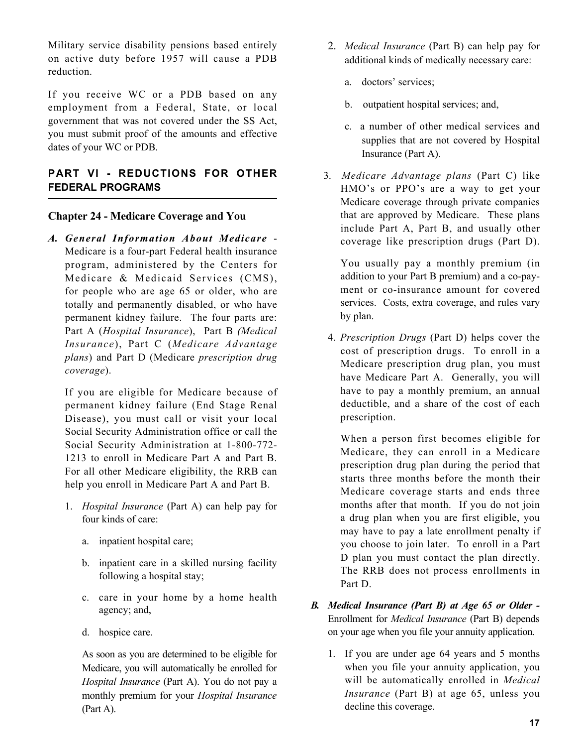Military service disability pensions based entirely on active duty before 1957 will cause a PDB reduction.

If you receive WC or a PDB based on any employment from a Federal, State, or local government that was not covered under the SS Act, you must submit proof of the amounts and effective dates of your WC or PDB.

## PART VI - REDUCTIONS FOR OTHER FEDERAL PROGRAMS

### Chapter 24 - Medicare Coverage and You

***A. General Information About Medicare*** - Medicare is a four-part Federal health insurance program, administered by the Centers for Medicare & Medicaid Services (CMS), for people who are age 65 or older, who are totally and permanently disabled, or who have permanent kidney failure. The four parts are: Part A (*Hospital Insurance*), Part B *(Medical Insurance*), Part C (*Medicare Advantage plans*) and Part D (Medicare *prescription drug coverage*).

If you are eligible for Medicare because of permanent kidney failure (End Stage Renal Disease), you must call or visit your local Social Security Administration office or call the Social Security Administration at 1-800-772-1213 to enroll in Medicare Part A and Part B. For all other Medicare eligibility, the RRB can help you enroll in Medicare Part A and Part B.

1. *Hospital Insurance* (Part A) can help pay for four kinds of care:

   a. inpatient hospital care;

   b. inpatient care in a skilled nursing facility following a hospital stay;

   c. care in your home by a home health agency; and,

   d. hospice care.

   As soon as you are determined to be eligible for Medicare, you will automatically be enrolled for *Hospital Insurance* (Part A). You do not pay a monthly premium for your *Hospital Insurance* (Part A).

2. *Medical Insurance* (Part B) can help pay for additional kinds of medically necessary care:

   a. doctors' services;

   b. outpatient hospital services; and,

   c. a number of other medical services and supplies that are not covered by Hospital Insurance (Part A).

3. *Medicare Advantage plans* (Part C) like HMO's or PPO's are a way to get your Medicare coverage through private companies that are approved by Medicare. These plans include Part A, Part B, and usually other coverage like prescription drugs (Part D).

   You usually pay a monthly premium (in addition to your Part B premium) and a co-payment or co-insurance amount for covered services. Costs, extra coverage, and rules vary by plan.

4. *Prescription Drugs* (Part D) helps cover the cost of prescription drugs. To enroll in a Medicare prescription drug plan, you must have Medicare Part A. Generally, you will have to pay a monthly premium, an annual deductible, and a share of the cost of each prescription.

   When a person first becomes eligible for Medicare, they can enroll in a Medicare prescription drug plan during the period that starts three months before the month their Medicare coverage starts and ends three months after that month. If you do not join a drug plan when you are first eligible, you may have to pay a late enrollment penalty if you choose to join later. To enroll in a Part D plan you must contact the plan directly. The RRB does not process enrollments in Part D.

***B. Medical Insurance (Part B) at Age 65 or Older*** - Enrollment for *Medical Insurance* (Part B) depends on your age when you file your annuity application.

1. If you are under age 64 years and 5 months when you file your annuity application, you will be automatically enrolled in *Medical Insurance* (Part B) at age 65, unless you decline this coverage.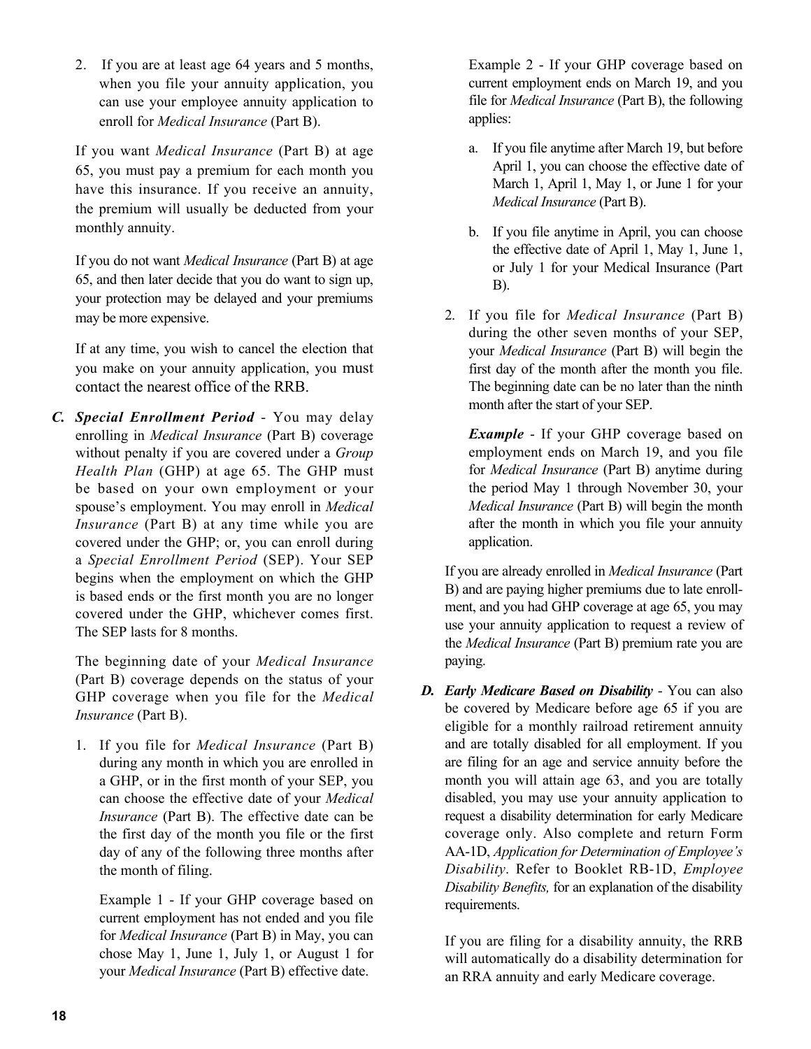2. If you are at least age 64 years and 5 months, when you file your annuity application, you can use your employee annuity application to enroll for *Medical Insurance* (Part B).

   If you want *Medical Insurance* (Part B) at age 65, you must pay a premium for each month you have this insurance. If you receive an annuity, the premium will usually be deducted from your monthly annuity.

   If you do not want *Medical Insurance* (Part B) at age 65, and then later decide that you do want to sign up, your protection may be delayed and your premiums may be more expensive.

   If at any time, you wish to cancel the election that you make on your annuity application, you must contact the nearest office of the RRB.

***C. Special Enrollment Period*** - You may delay enrolling in *Medical Insurance* (Part B) coverage without penalty if you are covered under a *Group Health Plan* (GHP) at age 65. The GHP must be based on your own employment or your spouse's employment. You may enroll in *Medical Insurance* (Part B) at any time while you are covered under the GHP; or, you can enroll during a *Special Enrollment Period* (SEP). Your SEP begins when the employment on which the GHP is based ends or the first month you are no longer covered under the GHP, whichever comes first. The SEP lasts for 8 months.

The beginning date of your *Medical Insurance* (Part B) coverage depends on the status of your GHP coverage when you file for the *Medical Insurance* (Part B).

1. If you file for *Medical Insurance* (Part B) during any month in which you are enrolled in a GHP, or in the first month of your SEP, you can choose the effective date of your *Medical Insurance* (Part B). The effective date can be the first day of the month you file or the first day of any of the following three months after the month of filing.

   Example 1 - If your GHP coverage based on current employment has not ended and you file for *Medical Insurance* (Part B) in May, you can chose May 1, June 1, July 1, or August 1 for your *Medical Insurance* (Part B) effective date.

   Example 2 - If your GHP coverage based on current employment ends on March 19, and you file for *Medical Insurance* (Part B), the following applies:

   a. If you file anytime after March 19, but before April 1, you can choose the effective date of March 1, April 1, May 1, or June 1 for your *Medical Insurance* (Part B).

   b. If you file anytime in April, you can choose the effective date of April 1, May 1, June 1, or July 1 for your Medical Insurance (Part B).

2. If you file for *Medical Insurance* (Part B) during the other seven months of your SEP, your *Medical Insurance* (Part B) will begin the first day of the month after the month you file. The beginning date can be no later than the ninth month after the start of your SEP.

   ***Example*** - If your GHP coverage based on employment ends on March 19, and you file for *Medical Insurance* (Part B) anytime during the period May 1 through November 30, your *Medical Insurance* (Part B) will begin the month after the month in which you file your annuity application.

If you are already enrolled in *Medical Insurance* (Part B) and are paying higher premiums due to late enrollment, and you had GHP coverage at age 65, you may use your annuity application to request a review of the *Medical Insurance* (Part B) premium rate you are paying.

***D. Early Medicare Based on Disability*** - You can also be covered by Medicare before age 65 if you are eligible for a monthly railroad retirement annuity and are totally disabled for all employment. If you are filing for an age and service annuity before the month you will attain age 63, and you are totally disabled, you may use your annuity application to request a disability determination for early Medicare coverage only. Also complete and return Form AA-1D, *Application for Determination of Employee's Disability*. Refer to Booklet RB-1D, *Employee Disability Benefits,* for an explanation of the disability requirements.

If you are filing for a disability annuity, the RRB will automatically do a disability determination for an RRA annuity and early Medicare coverage.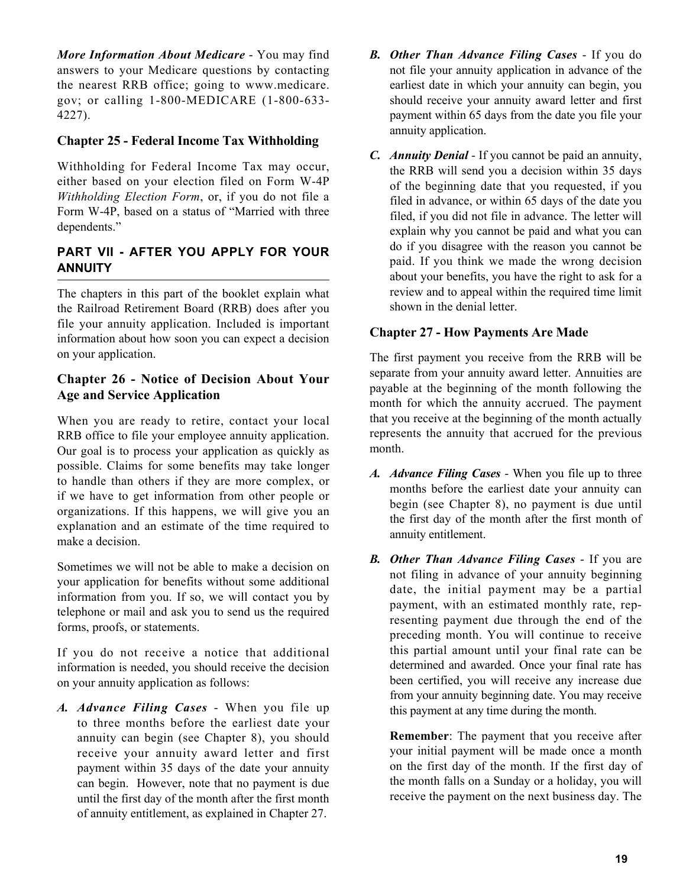*More Information About Medicare* - You may find answers to your Medicare questions by contacting the nearest RRB office; going to www.medicare.gov; or calling 1-800-MEDICARE (1-800-633-4227).

### Chapter 25 - Federal Income Tax Withholding

Withholding for Federal Income Tax may occur, either based on your election filed on Form W-4P *Withholding Election Form*, or, if you do not file a Form W-4P, based on a status of "Married with three dependents."

## PART VII - AFTER YOU APPLY FOR YOUR ANNUITY

The chapters in this part of the booklet explain what the Railroad Retirement Board (RRB) does after you file your annuity application. Included is important information about how soon you can expect a decision on your application.

### Chapter 26 - Notice of Decision About Your Age and Service Application

When you are ready to retire, contact your local RRB office to file your employee annuity application. Our goal is to process your application as quickly as possible. Claims for some benefits may take longer to handle than others if they are more complex, or if we have to get information from other people or organizations. If this happens, we will give you an explanation and an estimate of the time required to make a decision.

Sometimes we will not be able to make a decision on your application for benefits without some additional information from you. If so, we will contact you by telephone or mail and ask you to send us the required forms, proofs, or statements.

If you do not receive a notice that additional information is needed, you should receive the decision on your annuity application as follows:

**A.** ***Advance Filing Cases*** - When you file up to three months before the earliest date your annuity can begin (see Chapter 8), you should receive your annuity award letter and first payment within 35 days of the date your annuity can begin. However, note that no payment is due until the first day of the month after the first month of annuity entitlement, as explained in Chapter 27.

**B.** ***Other Than Advance Filing Cases*** - If you do not file your annuity application in advance of the earliest date in which your annuity can begin, you should receive your annuity award letter and first payment within 65 days from the date you file your annuity application.

**C.** ***Annuity Denial*** - If you cannot be paid an annuity, the RRB will send you a decision within 35 days of the beginning date that you requested, if you filed in advance, or within 65 days of the date you filed, if you did not file in advance. The letter will explain why you cannot be paid and what you can do if you disagree with the reason you cannot be paid. If you think we made the wrong decision about your benefits, you have the right to ask for a review and to appeal within the required time limit shown in the denial letter.

### Chapter 27 - How Payments Are Made

The first payment you receive from the RRB will be separate from your annuity award letter. Annuities are payable at the beginning of the month following the month for which the annuity accrued. The payment that you receive at the beginning of the month actually represents the annuity that accrued for the previous month.

**A.** ***Advance Filing Cases*** - When you file up to three months before the earliest date your annuity can begin (see Chapter 8), no payment is due until the first day of the month after the first month of annuity entitlement.

**B.** ***Other Than Advance Filing Cases*** - If you are not filing in advance of your annuity beginning date, the initial payment may be a partial payment, with an estimated monthly rate, representing payment due through the end of the preceding month. You will continue to receive this partial amount until your final rate can be determined and awarded. Once your final rate has been certified, you will receive any increase due from your annuity beginning date. You may receive this payment at any time during the month.

**Remember**: The payment that you receive after your initial payment will be made once a month on the first day of the month. If the first day of the month falls on a Sunday or a holiday, you will receive the payment on the next business day. The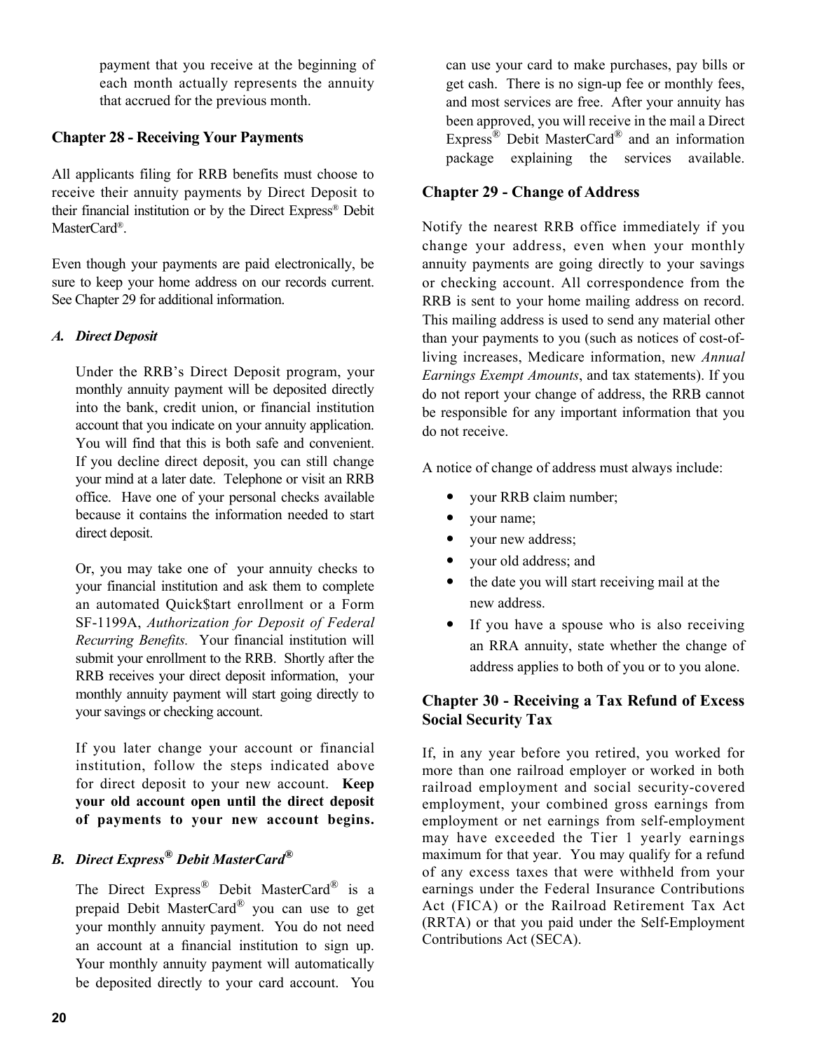payment that you receive at the beginning of each month actually represents the annuity that accrued for the previous month.

## Chapter 28 - Receiving Your Payments

All applicants filing for RRB benefits must choose to receive their annuity payments by Direct Deposit to their financial institution or by the Direct Express® Debit MasterCard®.

Even though your payments are paid electronically, be sure to keep your home address on our records current. See Chapter 29 for additional information.

### *A. Direct Deposit*

Under the RRB's Direct Deposit program, your monthly annuity payment will be deposited directly into the bank, credit union, or financial institution account that you indicate on your annuity application. You will find that this is both safe and convenient. If you decline direct deposit, you can still change your mind at a later date. Telephone or visit an RRB office. Have one of your personal checks available because it contains the information needed to start direct deposit.

Or, you may take one of your annuity checks to your financial institution and ask them to complete an automated Quick$tart enrollment or a Form SF-1199A, *Authorization for Deposit of Federal Recurring Benefits.* Your financial institution will submit your enrollment to the RRB. Shortly after the RRB receives your direct deposit information, your monthly annuity payment will start going directly to your savings or checking account.

If you later change your account or financial institution, follow the steps indicated above for direct deposit to your new account. **Keep your old account open until the direct deposit of payments to your new account begins.**

### *B. Direct Express® Debit MasterCard®*

The Direct Express® Debit MasterCard® is a prepaid Debit MasterCard® you can use to get your monthly annuity payment. You do not need an account at a financial institution to sign up. Your monthly annuity payment will automatically be deposited directly to your card account. You can use your card to make purchases, pay bills or get cash. There is no sign-up fee or monthly fees, and most services are free. After your annuity has been approved, you will receive in the mail a Direct Express® Debit MasterCard® and an information package explaining the services available.

## Chapter 29 - Change of Address

Notify the nearest RRB office immediately if you change your address, even when your monthly annuity payments are going directly to your savings or checking account. All correspondence from the RRB is sent to your home mailing address on record. This mailing address is used to send any material other than your payments to you (such as notices of cost-of-living increases, Medicare information, new *Annual Earnings Exempt Amounts*, and tax statements). If you do not report your change of address, the RRB cannot be responsible for any important information that you do not receive.

A notice of change of address must always include:

- your RRB claim number;
- your name;
- your new address;
- your old address; and
- the date you will start receiving mail at the new address.
- If you have a spouse who is also receiving an RRA annuity, state whether the change of address applies to both of you or to you alone.

## Chapter 30 - Receiving a Tax Refund of Excess Social Security Tax

If, in any year before you retired, you worked for more than one railroad employer or worked in both railroad employment and social security-covered employment, your combined gross earnings from employment or net earnings from self-employment may have exceeded the Tier 1 yearly earnings maximum for that year. You may qualify for a refund of any excess taxes that were withheld from your earnings under the Federal Insurance Contributions Act (FICA) or the Railroad Retirement Tax Act (RRTA) or that you paid under the Self-Employment Contributions Act (SECA).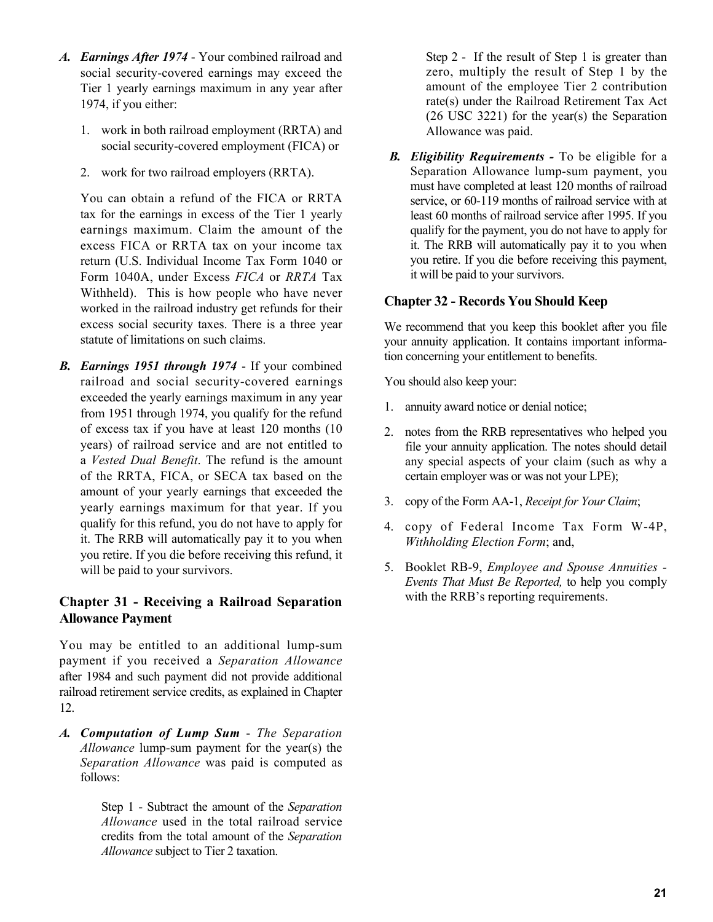**A. *Earnings After 1974*** - Your combined railroad and social security-covered earnings may exceed the Tier 1 yearly earnings maximum in any year after 1974, if you either:

1. work in both railroad employment (RRTA) and social security-covered employment (FICA) or
2. work for two railroad employers (RRTA).

You can obtain a refund of the FICA or RRTA tax for the earnings in excess of the Tier 1 yearly earnings maximum. Claim the amount of the excess FICA or RRTA tax on your income tax return (U.S. Individual Income Tax Form 1040 or Form 1040A, under Excess *FICA* or *RRTA* Tax Withheld). This is how people who have never worked in the railroad industry get refunds for their excess social security taxes. There is a three year statute of limitations on such claims.

**B. *Earnings 1951 through 1974*** - If your combined railroad and social security-covered earnings exceeded the yearly earnings maximum in any year from 1951 through 1974, you qualify for the refund of excess tax if you have at least 120 months (10 years) of railroad service and are not entitled to a *Vested Dual Benefit*. The refund is the amount of the RRTA, FICA, or SECA tax based on the amount of your yearly earnings that exceeded the yearly earnings maximum for that year. If you qualify for this refund, you do not have to apply for it. The RRB will automatically pay it to you when you retire. If you die before receiving this refund, it will be paid to your survivors.

## Chapter 31 - Receiving a Railroad Separation Allowance Payment

You may be entitled to an additional lump-sum payment if you received a *Separation Allowance* after 1984 and such payment did not provide additional railroad retirement service credits, as explained in Chapter 12.

**A. *Computation of Lump Sum*** - *The Separation Allowance* lump-sum payment for the year(s) the *Separation Allowance* was paid is computed as follows:

Step 1 - Subtract the amount of the *Separation Allowance* used in the total railroad service credits from the total amount of the *Separation Allowance* subject to Tier 2 taxation.

Step 2 - If the result of Step 1 is greater than zero, multiply the result of Step 1 by the amount of the employee Tier 2 contribution rate(s) under the Railroad Retirement Tax Act (26 USC 3221) for the year(s) the Separation Allowance was paid.

**B. *Eligibility Requirements -*** To be eligible for a Separation Allowance lump-sum payment, you must have completed at least 120 months of railroad service, or 60-119 months of railroad service with at least 60 months of railroad service after 1995. If you qualify for the payment, you do not have to apply for it. The RRB will automatically pay it to you when you retire. If you die before receiving this payment, it will be paid to your survivors.

## Chapter 32 - Records You Should Keep

We recommend that you keep this booklet after you file your annuity application. It contains important information concerning your entitlement to benefits.

You should also keep your:

1. annuity award notice or denial notice;
2. notes from the RRB representatives who helped you file your annuity application. The notes should detail any special aspects of your claim (such as why a certain employer was or was not your LPE);
3. copy of the Form AA-1, *Receipt for Your Claim*;
4. copy of Federal Income Tax Form W-4P, *Withholding Election Form*; and,
5. Booklet RB-9, *Employee and Spouse Annuities - Events That Must Be Reported,* to help you comply with the RRB's reporting requirements.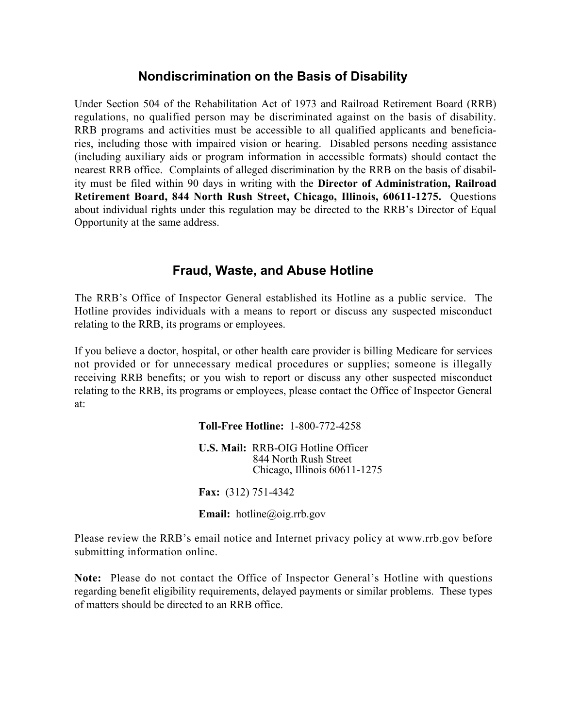## Nondiscrimination on the Basis of Disability

Under Section 504 of the Rehabilitation Act of 1973 and Railroad Retirement Board (RRB) regulations, no qualified person may be discriminated against on the basis of disability. RRB programs and activities must be accessible to all qualified applicants and beneficiaries, including those with impaired vision or hearing. Disabled persons needing assistance (including auxiliary aids or program information in accessible formats) should contact the nearest RRB office. Complaints of alleged discrimination by the RRB on the basis of disability must be filed within 90 days in writing with the **Director of Administration, Railroad Retirement Board, 844 North Rush Street, Chicago, Illinois, 60611-1275.** Questions about individual rights under this regulation may be directed to the RRB's Director of Equal Opportunity at the same address.

## Fraud, Waste, and Abuse Hotline

The RRB's Office of Inspector General established its Hotline as a public service. The Hotline provides individuals with a means to report or discuss any suspected misconduct relating to the RRB, its programs or employees.

If you believe a doctor, hospital, or other health care provider is billing Medicare for services not provided or for unnecessary medical procedures or supplies; someone is illegally receiving RRB benefits; or you wish to report or discuss any other suspected misconduct relating to the RRB, its programs or employees, please contact the Office of Inspector General at:

**Toll-Free Hotline:** 1-800-772-4258

**U.S. Mail:** RRB-OIG Hotline Officer
844 North Rush Street
Chicago, Illinois 60611-1275

**Fax:** (312) 751-4342

**Email:** hotline@oig.rrb.gov

Please review the RRB's email notice and Internet privacy policy at www.rrb.gov before submitting information online.

**Note:** Please do not contact the Office of Inspector General's Hotline with questions regarding benefit eligibility requirements, delayed payments or similar problems. These types of matters should be directed to an RRB office.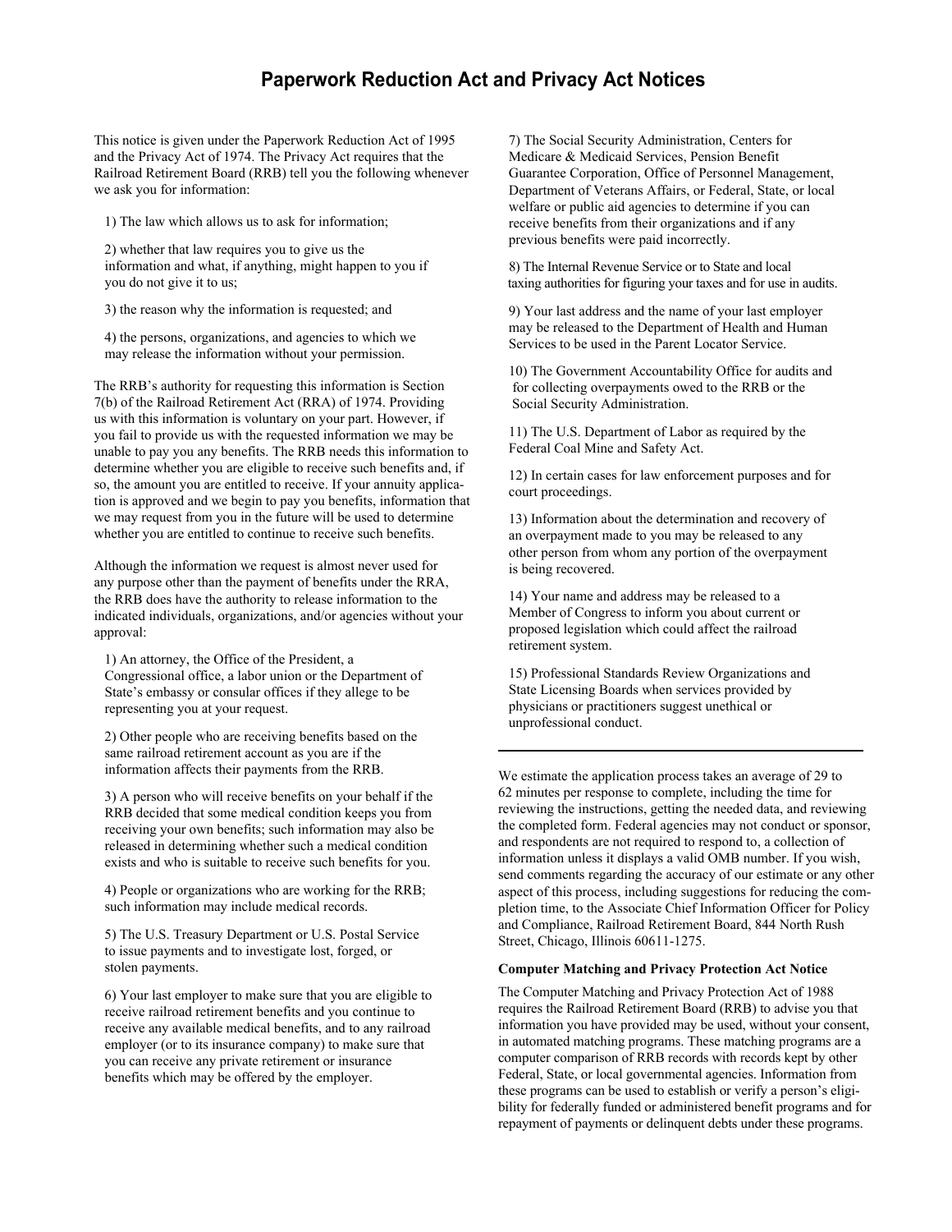# Paperwork Reduction Act and Privacy Act Notices

This notice is given under the Paperwork Reduction Act of 1995 and the Privacy Act of 1974. The Privacy Act requires that the Railroad Retirement Board (RRB) tell you the following whenever we ask you for information:

1) The law which allows us to ask for information;

2) whether that law requires you to give us the information and what, if anything, might happen to you if you do not give it to us;

3) the reason why the information is requested; and

4) the persons, organizations, and agencies to which we may release the information without your permission.

The RRB's authority for requesting this information is Section 7(b) of the Railroad Retirement Act (RRA) of 1974. Providing us with this information is voluntary on your part. However, if you fail to provide us with the requested information we may be unable to pay you any benefits. The RRB needs this information to determine whether you are eligible to receive such benefits and, if so, the amount you are entitled to receive. If your annuity application is approved and we begin to pay you benefits, information that we may request from you in the future will be used to determine whether you are entitled to continue to receive such benefits.

Although the information we request is almost never used for any purpose other than the payment of benefits under the RRA, the RRB does have the authority to release information to the indicated individuals, organizations, and/or agencies without your approval:

1) An attorney, the Office of the President, a Congressional office, a labor union or the Department of State's embassy or consular offices if they allege to be representing you at your request.

2) Other people who are receiving benefits based on the same railroad retirement account as you are if the information affects their payments from the RRB.

3) A person who will receive benefits on your behalf if the RRB decided that some medical condition keeps you from receiving your own benefits; such information may also be released in determining whether such a medical condition exists and who is suitable to receive such benefits for you.

4) People or organizations who are working for the RRB; such information may include medical records.

5) The U.S. Treasury Department or U.S. Postal Service to issue payments and to investigate lost, forged, or stolen payments.

6) Your last employer to make sure that you are eligible to receive railroad retirement benefits and you continue to receive any available medical benefits, and to any railroad employer (or to its insurance company) to make sure that you can receive any private retirement or insurance benefits which may be offered by the employer.

7) The Social Security Administration, Centers for Medicare & Medicaid Services, Pension Benefit Guarantee Corporation, Office of Personnel Management, Department of Veterans Affairs, or Federal, State, or local welfare or public aid agencies to determine if you can receive benefits from their organizations and if any previous benefits were paid incorrectly.

8) The Internal Revenue Service or to State and local taxing authorities for figuring your taxes and for use in audits.

9) Your last address and the name of your last employer may be released to the Department of Health and Human Services to be used in the Parent Locator Service.

10) The Government Accountability Office for audits and for collecting overpayments owed to the RRB or the Social Security Administration.

11) The U.S. Department of Labor as required by the Federal Coal Mine and Safety Act.

12) In certain cases for law enforcement purposes and for court proceedings.

13) Information about the determination and recovery of an overpayment made to you may be released to any other person from whom any portion of the overpayment is being recovered.

14) Your name and address may be released to a Member of Congress to inform you about current or proposed legislation which could affect the railroad retirement system.

15) Professional Standards Review Organizations and State Licensing Boards when services provided by physicians or practitioners suggest unethical or unprofessional conduct.

---

We estimate the application process takes an average of 29 to 62 minutes per response to complete, including the time for reviewing the instructions, getting the needed data, and reviewing the completed form. Federal agencies may not conduct or sponsor, and respondents are not required to respond to, a collection of information unless it displays a valid OMB number. If you wish, send comments regarding the accuracy of our estimate or any other aspect of this process, including suggestions for reducing the completion time, to the Associate Chief Information Officer for Policy and Compliance, Railroad Retirement Board, 844 North Rush Street, Chicago, Illinois 60611-1275.

**Computer Matching and Privacy Protection Act Notice**

The Computer Matching and Privacy Protection Act of 1988 requires the Railroad Retirement Board (RRB) to advise you that information you have provided may be used, without your consent, in automated matching programs. These matching programs are a computer comparison of RRB records with records kept by other Federal, State, or local governmental agencies. Information from these programs can be used to establish or verify a person's eligibility for federally funded or administered benefit programs and for repayment of payments or delinquent debts under these programs.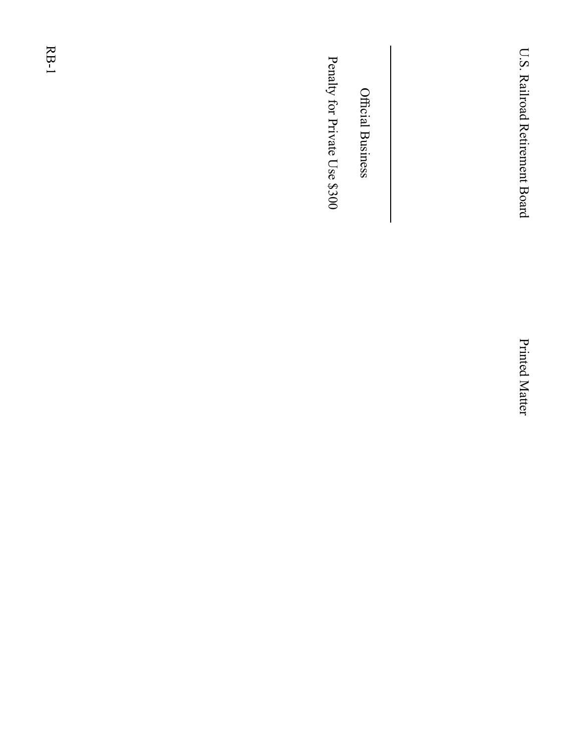U.S. Railroad Retirement Board

Printed Matter

---

Official Business

Penalty for Private Use $300

RB-1